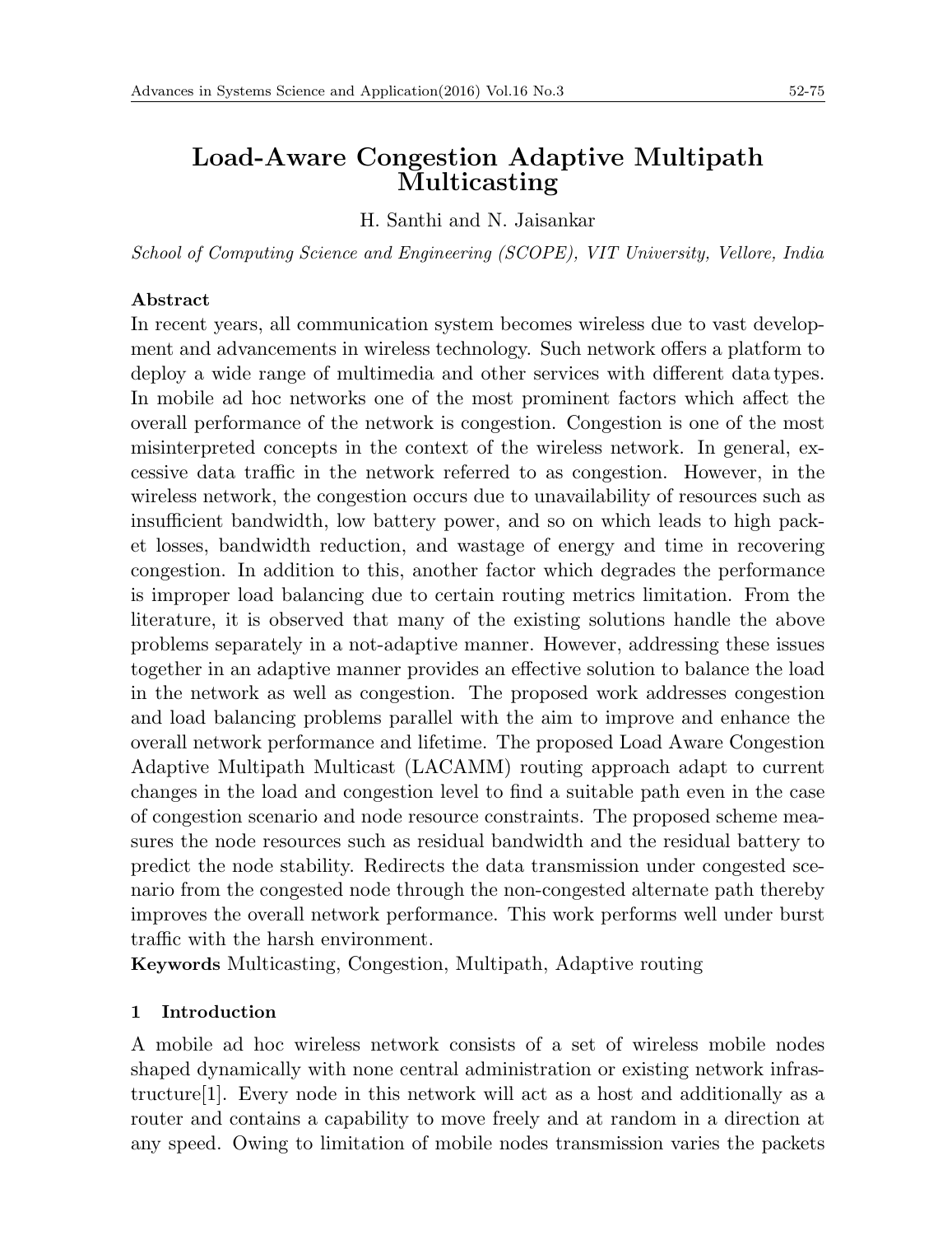# Load-Aware Congestion Adaptive Multipath Multicasting

H. Santhi and N. Jaisankar

*School of Computing Science and Engineering (SCOPE), VIT University, Vellore, India*

**Abstract**

In recent years, all communication system becomes wireless due to vast development and advancements in wireless technology. Such network offers a platform to deploy a wide range of multimedia and other services with different data types. In mobile ad hoc networks one of the most prominent factors which affect the overall performance of the network is congestion. Congestion is one of the most misinterpreted concepts in the context of the wireless network. In general, excessive data traffic in the network referred to as congestion. However, in the wireless network, the congestion occurs due to unavailability of resources such as insufficient bandwidth, low battery power, and so on which leads to high packet losses, bandwidth reduction, and wastage of energy and time in recovering congestion. In addition to this, another factor which degrades the performance is improper load balancing due to certain routing metrics limitation. From the literature, it is observed that many of the existing solutions handle the above problems separately in a not-adaptive manner. However, addressing these issues together in an adaptive manner provides an effective solution to balance the load in the network as well as congestion. The proposed work addresses congestion and load balancing problems parallel with the aim to improve and enhance the overall network performance and lifetime. The proposed Load Aware Congestion Adaptive Multipath Multicast (LACAMM) routing approach adapt to current changes in the load and congestion level to find a suitable path even in the case of congestion scenario and node resource constraints. The proposed scheme measures the node resources such as residual bandwidth and the residual battery to predict the node stability. Redirects the data transmission under congested scenario from the congested node through the non-congested alternate path thereby improves the overall network performance. This work performs well under burst traffic with the harsh environment.

**Keywords** Multicasting, Congestion, Multipath, Adaptive routing

## 1 Introduction

A mobile ad hoc wireless network consists of a set of wireless mobile nodes shaped dynamically with none central administration or existing network infrastructure[1]. Every node in this network will act as a host and additionally as a router and contains a capability to move freely and at random in a direction at any speed. Owing to limitation of mobile nodes transmission varies the packets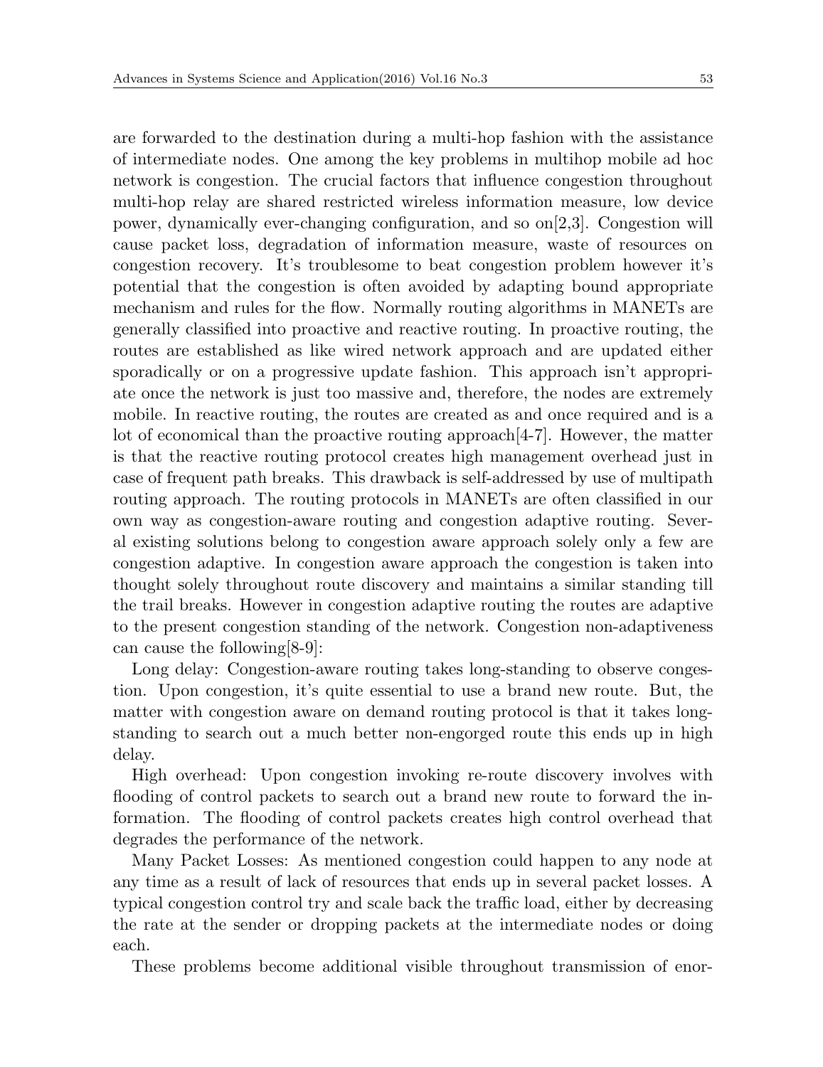are forwarded to the destination during a multi-hop fashion with the assistance of intermediate nodes. One among the key problems in multihop mobile ad hoc network is congestion. The crucial factors that influence congestion throughout multi-hop relay are shared restricted wireless information measure, low device power, dynamically ever-changing configuration, and so on[2,3]. Congestion will cause packet loss, degradation of information measure, waste of resources on congestion recovery. It's troublesome to beat congestion problem however it's potential that the congestion is often avoided by adapting bound appropriate mechanism and rules for the flow. Normally routing algorithms in MANETs are generally classified into proactive and reactive routing. In proactive routing, the routes are established as like wired network approach and are updated either sporadically or on a progressive update fashion. This approach isn't appropriate once the network is just too massive and, therefore, the nodes are extremely mobile. In reactive routing, the routes are created as and once required and is a lot of economical than the proactive routing approach[4-7]. However, the matter is that the reactive routing protocol creates high management overhead just in case of frequent path breaks. This drawback is self-addressed by use of multipath routing approach. The routing protocols in MANETs are often classified in our own way as congestion-aware routing and congestion adaptive routing. Several existing solutions belong to congestion aware approach solely only a few are congestion adaptive. In congestion aware approach the congestion is taken into thought solely throughout route discovery and maintains a similar standing till the trail breaks. However in congestion adaptive routing the routes are adaptive to the present congestion standing of the network. Congestion non-adaptiveness can cause the following[8-9]:

Long delay: Congestion-aware routing takes long-standing to observe congestion. Upon congestion, it's quite essential to use a brand new route. But, the matter with congestion aware on demand routing protocol is that it takes long-standing to search out a much better non-engorged route this ends up in high delay.

High overhead: Upon congestion invoking re-route discovery involves with flooding of control packets to search out a brand new route to forward the information. The flooding of control packets creates high control overhead that degrades the performance of the network.

Many Packet Losses: As mentioned congestion could happen to any node at any time as a result of lack of resources that ends up in several packet losses. A typical congestion control try and scale back the traffic load, either by decreasing the rate at the sender or dropping packets at the intermediate nodes or doing each.

These problems become additional visible throughout transmission of enor-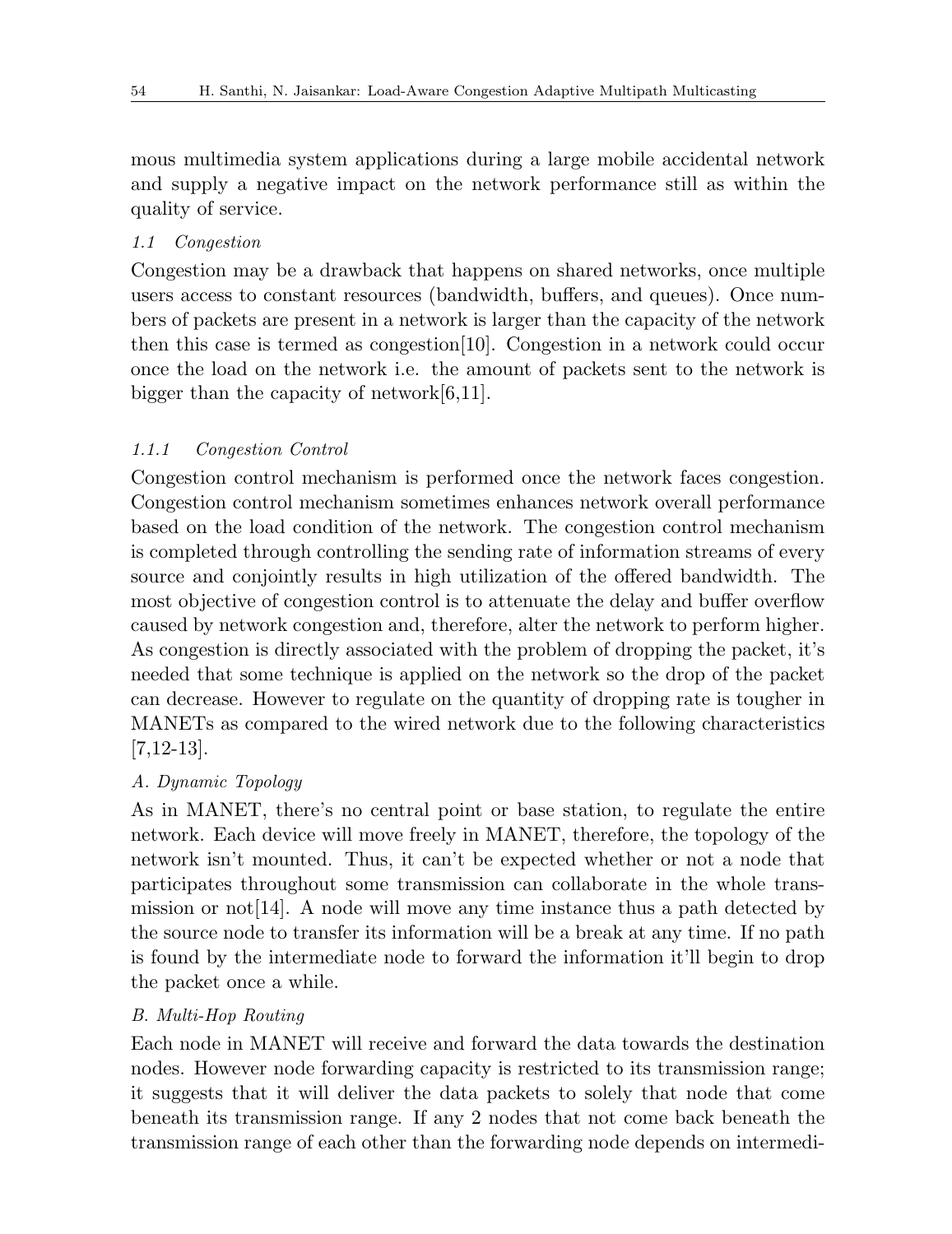mous multimedia system applications during a large mobile accidental network and supply a negative impact on the network performance still as within the quality of service.

### 1.1 Congestion

Congestion may be a drawback that happens on shared networks, once multiple users access to constant resources (bandwidth, buffers, and queues). Once numbers of packets are present in a network is larger than the capacity of the network then this case is termed as congestion[10]. Congestion in a network could occur once the load on the network i.e. the amount of packets sent to the network is bigger than the capacity of network[6,11].

#### 1.1.1 Congestion Control

Congestion control mechanism is performed once the network faces congestion. Congestion control mechanism sometimes enhances network overall performance based on the load condition of the network. The congestion control mechanism is completed through controlling the sending rate of information streams of every source and conjointly results in high utilization of the offered bandwidth. The most objective of congestion control is to attenuate the delay and buffer overflow caused by network congestion and, therefore, alter the network to perform higher. As congestion is directly associated with the problem of dropping the packet, it's needed that some technique is applied on the network so the drop of the packet can decrease. However to regulate on the quantity of dropping rate is tougher in MANETs as compared to the wired network due to the following characteristics [7,12-13].

*A. Dynamic Topology*

As in MANET, there's no central point or base station, to regulate the entire network. Each device will move freely in MANET, therefore, the topology of the network isn't mounted. Thus, it can't be expected whether or not a node that participates throughout some transmission can collaborate in the whole transmission or not[14]. A node will move any time instance thus a path detected by the source node to transfer its information will be a break at any time. If no path is found by the intermediate node to forward the information it'll begin to drop the packet once a while.

*B. Multi-Hop Routing*

Each node in MANET will receive and forward the data towards the destination nodes. However node forwarding capacity is restricted to its transmission range; it suggests that it will deliver the data packets to solely that node that come beneath its transmission range. If any 2 nodes that not come back beneath the transmission range of each other than the forwarding node depends on intermedi-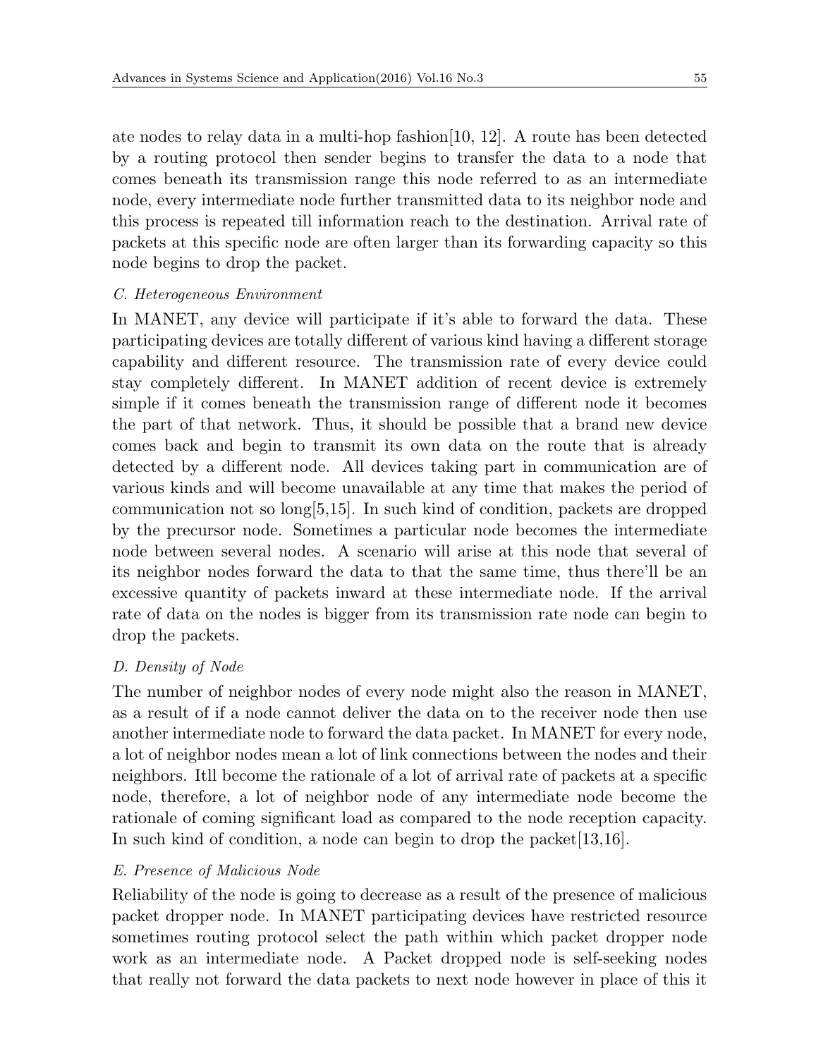ate nodes to relay data in a multi-hop fashion[10, 12]. A route has been detected by a routing protocol then sender begins to transfer the data to a node that comes beneath its transmission range this node referred to as an intermediate node, every intermediate node further transmitted data to its neighbor node and this process is repeated till information reach to the destination. Arrival rate of packets at this specific node are often larger than its forwarding capacity so this node begins to drop the packet.

*C. Heterogeneous Environment*

In MANET, any device will participate if it's able to forward the data. These participating devices are totally different of various kind having a different storage capability and different resource. The transmission rate of every device could stay completely different. In MANET addition of recent device is extremely simple if it comes beneath the transmission range of different node it becomes the part of that network. Thus, it should be possible that a brand new device comes back and begin to transmit its own data on the route that is already detected by a different node. All devices taking part in communication are of various kinds and will become unavailable at any time that makes the period of communication not so long[5,15]. In such kind of condition, packets are dropped by the precursor node. Sometimes a particular node becomes the intermediate node between several nodes. A scenario will arise at this node that several of its neighbor nodes forward the data to that the same time, thus there'll be an excessive quantity of packets inward at these intermediate node. If the arrival rate of data on the nodes is bigger from its transmission rate node can begin to drop the packets.

*D. Density of Node*

The number of neighbor nodes of every node might also the reason in MANET, as a result of if a node cannot deliver the data on to the receiver node then use another intermediate node to forward the data packet. In MANET for every node, a lot of neighbor nodes mean a lot of link connections between the nodes and their neighbors. Itll become the rationale of a lot of arrival rate of packets at a specific node, therefore, a lot of neighbor node of any intermediate node become the rationale of coming significant load as compared to the node reception capacity. In such kind of condition, a node can begin to drop the packet[13,16].

*E. Presence of Malicious Node*

Reliability of the node is going to decrease as a result of the presence of malicious packet dropper node. In MANET participating devices have restricted resource sometimes routing protocol select the path within which packet dropper node work as an intermediate node. A Packet dropped node is self-seeking nodes that really not forward the data packets to next node however in place of this it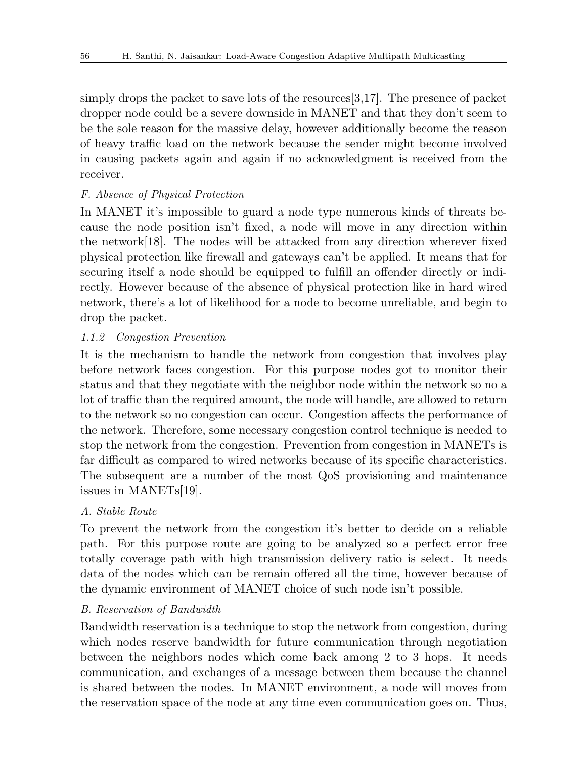simply drops the packet to save lots of the resources[3,17]. The presence of packet dropper node could be a severe downside in MANET and that they don't seem to be the sole reason for the massive delay, however additionally become the reason of heavy traffic load on the network because the sender might become involved in causing packets again and again if no acknowledgment is received from the receiver.

*F. Absence of Physical Protection*

In MANET it's impossible to guard a node type numerous kinds of threats because the node position isn't fixed, a node will move in any direction within the network[18]. The nodes will be attacked from any direction wherever fixed physical protection like firewall and gateways can't be applied. It means that for securing itself a node should be equipped to fulfill an offender directly or indirectly. However because of the absence of physical protection like in hard wired network, there's a lot of likelihood for a node to become unreliable, and begin to drop the packet.

*1.1.2 Congestion Prevention*

It is the mechanism to handle the network from congestion that involves play before network faces congestion. For this purpose nodes got to monitor their status and that they negotiate with the neighbor node within the network so no a lot of traffic than the required amount, the node will handle, are allowed to return to the network so no congestion can occur. Congestion affects the performance of the network. Therefore, some necessary congestion control technique is needed to stop the network from the congestion. Prevention from congestion in MANETs is far difficult as compared to wired networks because of its specific characteristics. The subsequent are a number of the most QoS provisioning and maintenance issues in MANETs[19].

*A. Stable Route*

To prevent the network from the congestion it's better to decide on a reliable path. For this purpose route are going to be analyzed so a perfect error free totally coverage path with high transmission delivery ratio is select. It needs data of the nodes which can be remain offered all the time, however because of the dynamic environment of MANET choice of such node isn't possible.

*B. Reservation of Bandwidth*

Bandwidth reservation is a technique to stop the network from congestion, during which nodes reserve bandwidth for future communication through negotiation between the neighbors nodes which come back among 2 to 3 hops. It needs communication, and exchanges of a message between them because the channel is shared between the nodes. In MANET environment, a node will moves from the reservation space of the node at any time even communication goes on. Thus,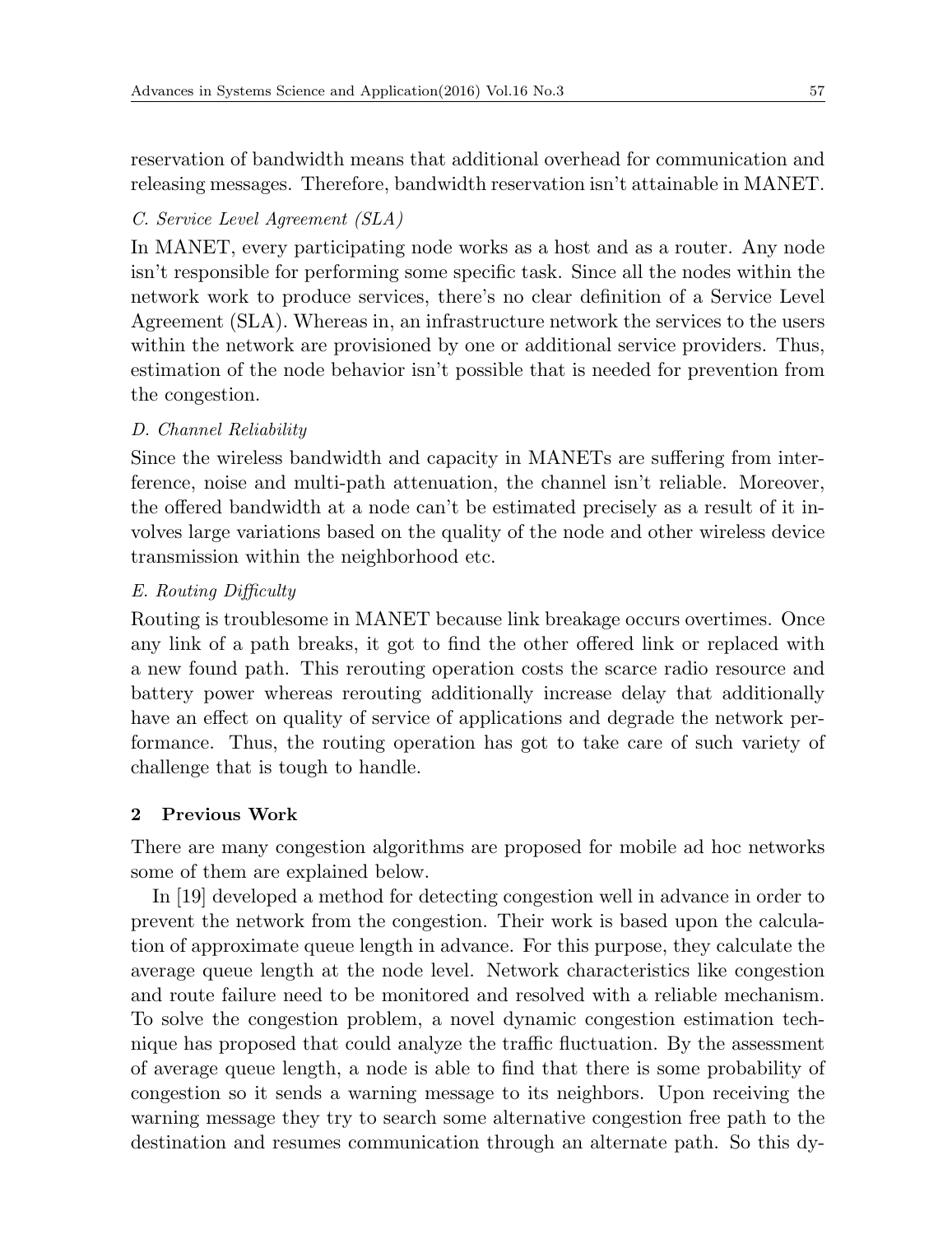reservation of bandwidth means that additional overhead for communication and releasing messages. Therefore, bandwidth reservation isn't attainable in MANET.

### *C. Service Level Agreement (SLA)*

In MANET, every participating node works as a host and as a router. Any node isn't responsible for performing some specific task. Since all the nodes within the network work to produce services, there's no clear definition of a Service Level Agreement (SLA). Whereas in, an infrastructure network the services to the users within the network are provisioned by one or additional service providers. Thus, estimation of the node behavior isn't possible that is needed for prevention from the congestion.

### *D. Channel Reliability*

Since the wireless bandwidth and capacity in MANETs are suffering from interference, noise and multi-path attenuation, the channel isn't reliable. Moreover, the offered bandwidth at a node can't be estimated precisely as a result of it involves large variations based on the quality of the node and other wireless device transmission within the neighborhood etc.

### *E. Routing Difficulty*

Routing is troublesome in MANET because link breakage occurs overtimes. Once any link of a path breaks, it got to find the other offered link or replaced with a new found path. This rerouting operation costs the scarce radio resource and battery power whereas rerouting additionally increase delay that additionally have an effect on quality of service of applications and degrade the network performance. Thus, the routing operation has got to take care of such variety of challenge that is tough to handle.

## 2 Previous Work

There are many congestion algorithms are proposed for mobile ad hoc networks some of them are explained below.

In [19] developed a method for detecting congestion well in advance in order to prevent the network from the congestion. Their work is based upon the calculation of approximate queue length in advance. For this purpose, they calculate the average queue length at the node level. Network characteristics like congestion and route failure need to be monitored and resolved with a reliable mechanism. To solve the congestion problem, a novel dynamic congestion estimation technique has proposed that could analyze the traffic fluctuation. By the assessment of average queue length, a node is able to find that there is some probability of congestion so it sends a warning message to its neighbors. Upon receiving the warning message they try to search some alternative congestion free path to the destination and resumes communication through an alternate path. So this dy-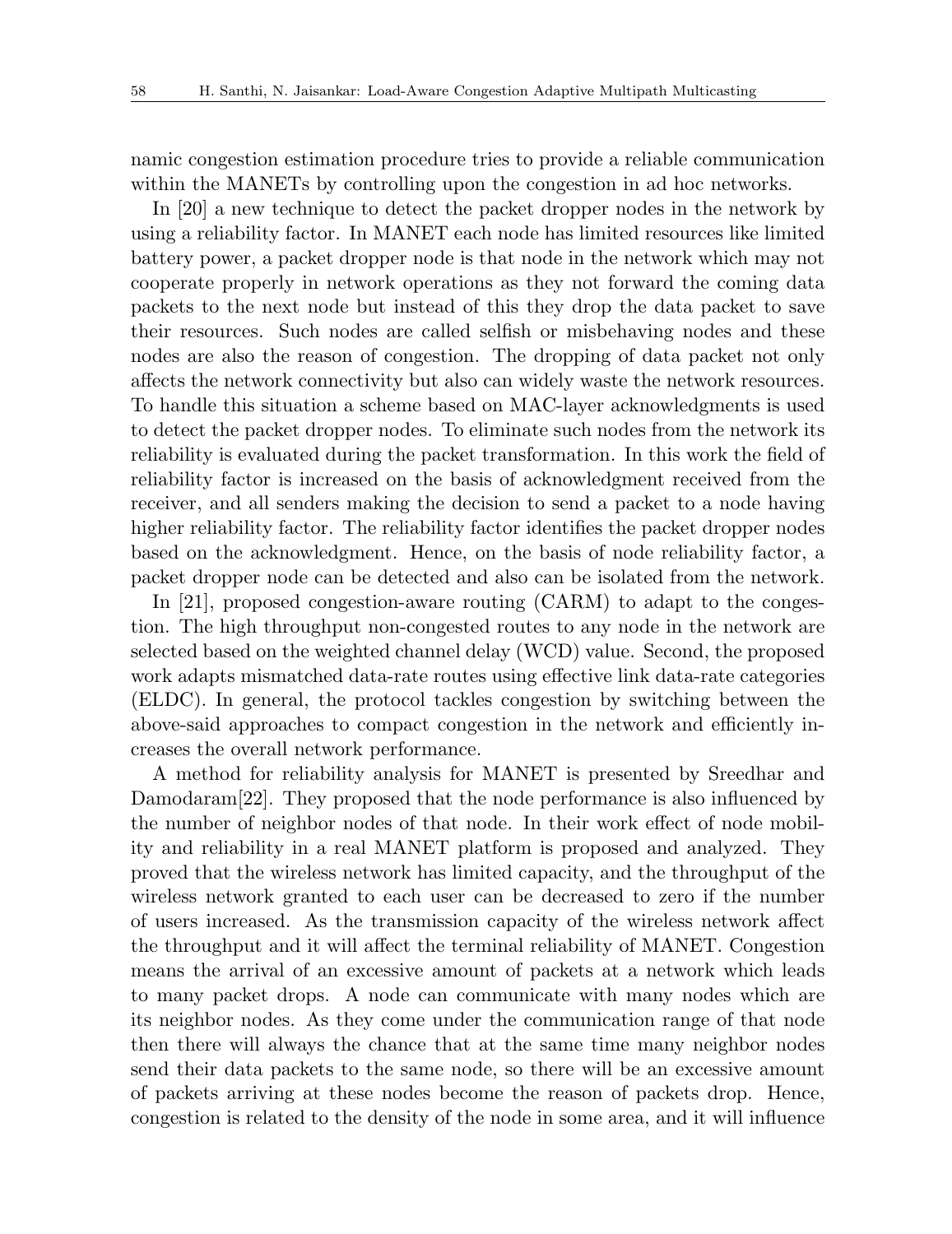namic congestion estimation procedure tries to provide a reliable communication within the MANETs by controlling upon the congestion in ad hoc networks.

In [20] a new technique to detect the packet dropper nodes in the network by using a reliability factor. In MANET each node has limited resources like limited battery power, a packet dropper node is that node in the network which may not cooperate properly in network operations as they not forward the coming data packets to the next node but instead of this they drop the data packet to save their resources. Such nodes are called selfish or misbehaving nodes and these nodes are also the reason of congestion. The dropping of data packet not only affects the network connectivity but also can widely waste the network resources. To handle this situation a scheme based on MAC-layer acknowledgments is used to detect the packet dropper nodes. To eliminate such nodes from the network its reliability is evaluated during the packet transformation. In this work the field of reliability factor is increased on the basis of acknowledgment received from the receiver, and all senders making the decision to send a packet to a node having higher reliability factor. The reliability factor identifies the packet dropper nodes based on the acknowledgment. Hence, on the basis of node reliability factor, a packet dropper node can be detected and also can be isolated from the network.

In [21], proposed congestion-aware routing (CARM) to adapt to the congestion. The high throughput non-congested routes to any node in the network are selected based on the weighted channel delay (WCD) value. Second, the proposed work adapts mismatched data-rate routes using effective link data-rate categories (ELDC). In general, the protocol tackles congestion by switching between the above-said approaches to compact congestion in the network and efficiently increases the overall network performance.

A method for reliability analysis for MANET is presented by Sreedhar and Damodaram[22]. They proposed that the node performance is also influenced by the number of neighbor nodes of that node. In their work effect of node mobility and reliability in a real MANET platform is proposed and analyzed. They proved that the wireless network has limited capacity, and the throughput of the wireless network granted to each user can be decreased to zero if the number of users increased. As the transmission capacity of the wireless network affect the throughput and it will affect the terminal reliability of MANET. Congestion means the arrival of an excessive amount of packets at a network which leads to many packet drops. A node can communicate with many nodes which are its neighbor nodes. As they come under the communication range of that node then there will always the chance that at the same time many neighbor nodes send their data packets to the same node, so there will be an excessive amount of packets arriving at these nodes become the reason of packets drop. Hence, congestion is related to the density of the node in some area, and it will influence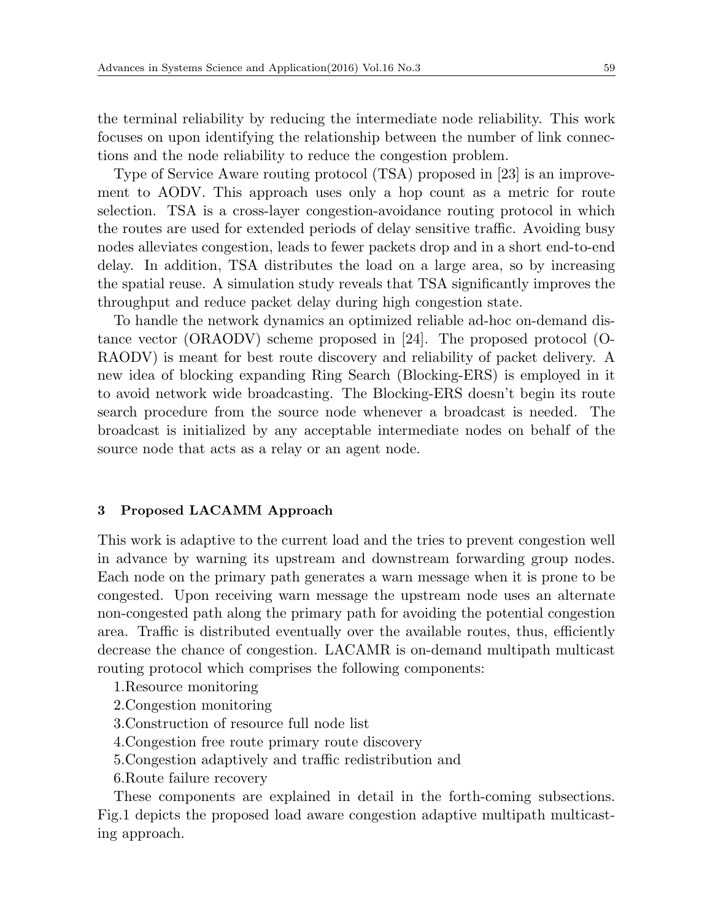the terminal reliability by reducing the intermediate node reliability. This work focuses on upon identifying the relationship between the number of link connections and the node reliability to reduce the congestion problem.

Type of Service Aware routing protocol (TSA) proposed in [23] is an improvement to AODV. This approach uses only a hop count as a metric for route selection. TSA is a cross-layer congestion-avoidance routing protocol in which the routes are used for extended periods of delay sensitive traffic. Avoiding busy nodes alleviates congestion, leads to fewer packets drop and in a short end-to-end delay. In addition, TSA distributes the load on a large area, so by increasing the spatial reuse. A simulation study reveals that TSA significantly improves the throughput and reduce packet delay during high congestion state.

To handle the network dynamics an optimized reliable ad-hoc on-demand distance vector (ORAODV) scheme proposed in [24]. The proposed protocol (O-RAODV) is meant for best route discovery and reliability of packet delivery. A new idea of blocking expanding Ring Search (Blocking-ERS) is employed in it to avoid network wide broadcasting. The Blocking-ERS doesn't begin its route search procedure from the source node whenever a broadcast is needed. The broadcast is initialized by any acceptable intermediate nodes on behalf of the source node that acts as a relay or an agent node.

## 3 Proposed LACAMM Approach

This work is adaptive to the current load and the tries to prevent congestion well in advance by warning its upstream and downstream forwarding group nodes. Each node on the primary path generates a warn message when it is prone to be congested. Upon receiving warn message the upstream node uses an alternate non-congested path along the primary path for avoiding the potential congestion area. Traffic is distributed eventually over the available routes, thus, efficiently decrease the chance of congestion. LACAMR is on-demand multipath multicast routing protocol which comprises the following components:

1.Resource monitoring

2.Congestion monitoring

3.Construction of resource full node list

4.Congestion free route primary route discovery

5.Congestion adaptively and traffic redistribution and

6.Route failure recovery

These components are explained in detail in the forth-coming subsections. Fig.1 depicts the proposed load aware congestion adaptive multipath multicasting approach.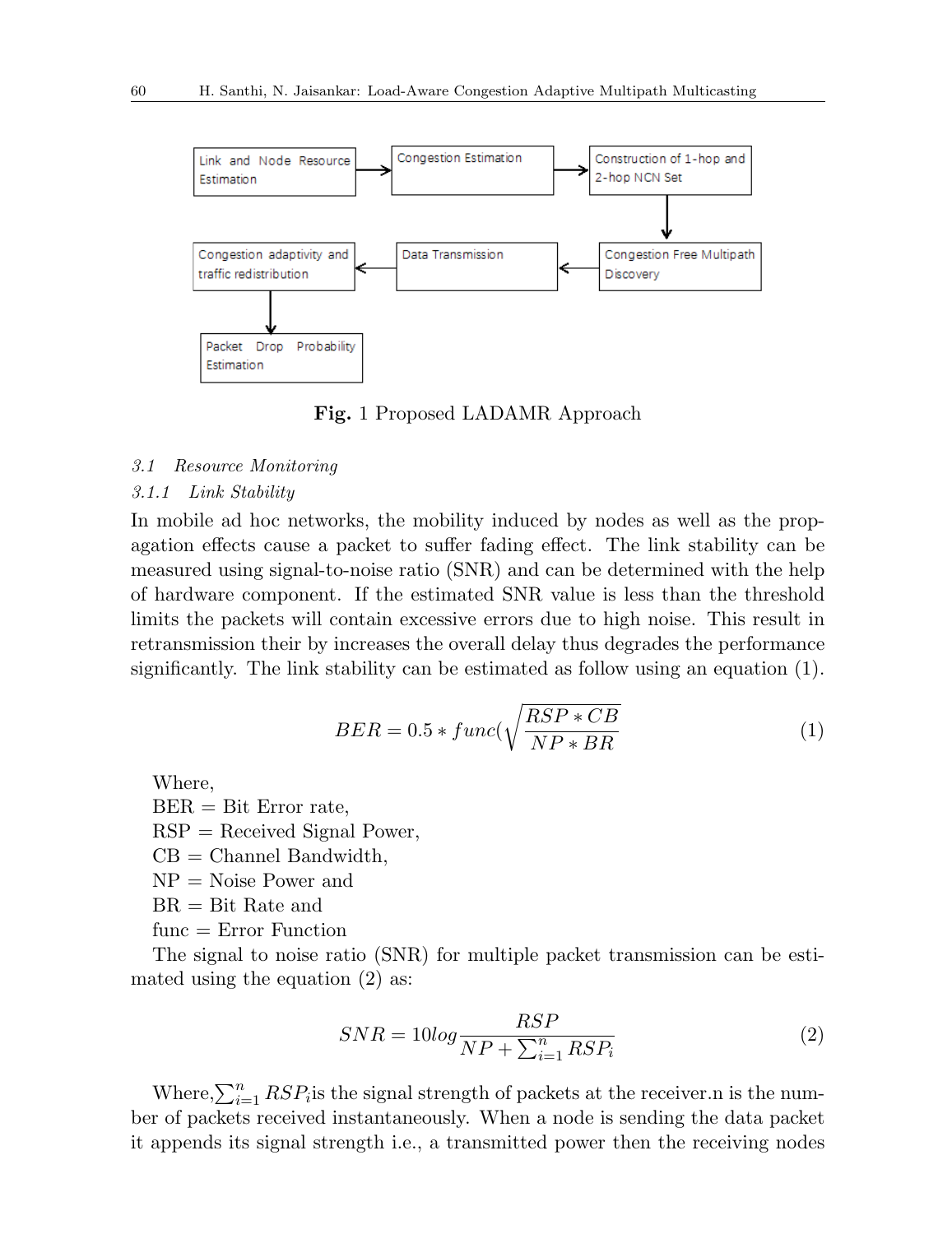Link and Node Resource Estimation → Congestion Estimation → Construction of 1-hop and 2-hop NCN Set → Congestion Free Multipath Discovery → Data Transmission → Congestion adaptivity and traffic redistribution → Packet Drop Probability Estimation

**Fig.** 1 Proposed LADAMR Approach

### *3.1 Resource Monitoring*

#### *3.1.1 Link Stability*

In mobile ad hoc networks, the mobility induced by nodes as well as the propagation effects cause a packet to suffer fading effect. The link stability can be measured using signal-to-noise ratio (SNR) and can be determined with the help of hardware component. If the estimated SNR value is less than the threshold limits the packets will contain excessive errors due to high noise. This result in retransmission their by increases the overall delay thus degrades the performance significantly. The link stability can be estimated as follow using an equation (1).

$$BER = 0.5 * func(\sqrt{\frac{RSP * CB}{NP * BR}} \tag{1}$$

Where,
BER = Bit Error rate,
RSP = Received Signal Power,
CB = Channel Bandwidth,
NP = Noise Power and
BR = Bit Rate and
func = Error Function

The signal to noise ratio (SNR) for multiple packet transmission can be estimated using the equation (2) as:

$$SNR = 10log\frac{RSP}{NP + \sum_{i=1}^{n} RSP_i} \tag{2}$$

Where, $\sum_{i=1}^{n} RSP_i$ is the signal strength of packets at the receiver.n is the number of packets received instantaneously. When a node is sending the data packet it appends its signal strength i.e., a transmitted power then the receiving nodes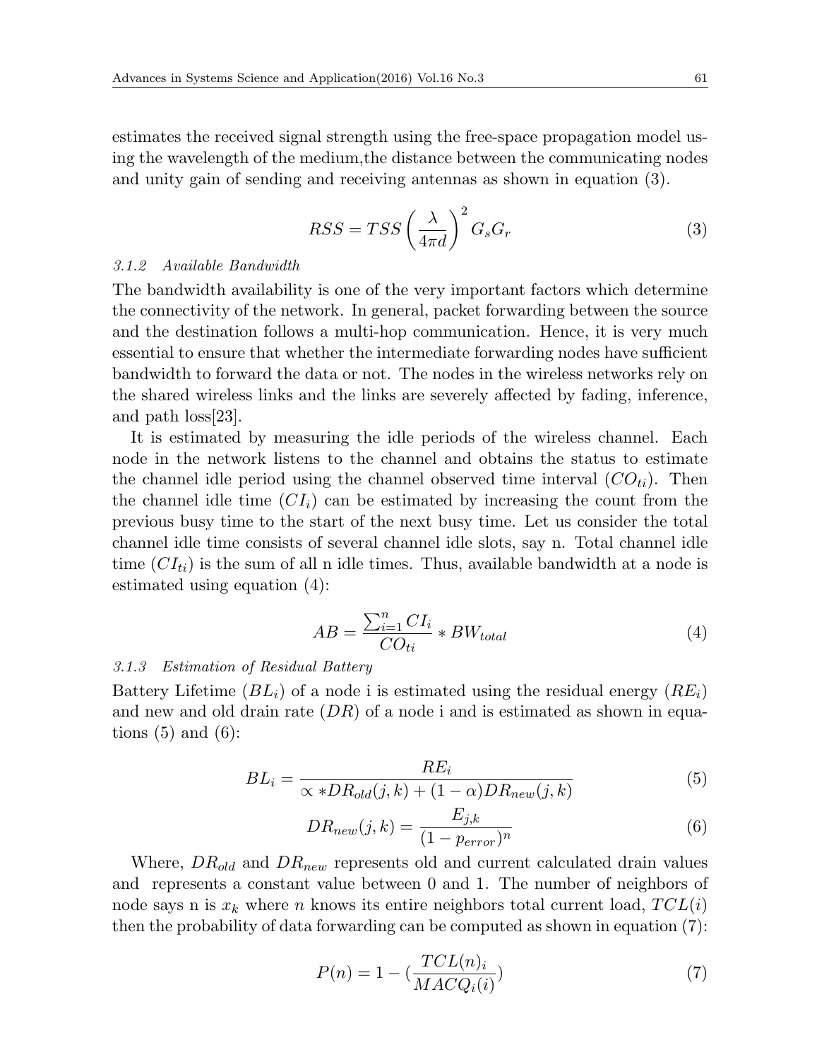estimates the received signal strength using the free-space propagation model using the wavelength of the medium,the distance between the communicating nodes and unity gain of sending and receiving antennas as shown in equation (3).

$$RSS = TSS \left( \frac{\lambda}{4\pi d} \right)^2 G_s G_r \tag{3}$$

#### *3.1.2 Available Bandwidth*

The bandwidth availability is one of the very important factors which determine the connectivity of the network. In general, packet forwarding between the source and the destination follows a multi-hop communication. Hence, it is very much essential to ensure that whether the intermediate forwarding nodes have sufficient bandwidth to forward the data or not. The nodes in the wireless networks rely on the shared wireless links and the links are severely affected by fading, inference, and path loss[23].

It is estimated by measuring the idle periods of the wireless channel. Each node in the network listens to the channel and obtains the status to estimate the channel idle period using the channel observed time interval ($CO_{ti}$). Then the channel idle time ($CI_i$) can be estimated by increasing the count from the previous busy time to the start of the next busy time. Let us consider the total channel idle time consists of several channel idle slots, say n. Total channel idle time ($CI_{ti}$) is the sum of all n idle times. Thus, available bandwidth at a node is estimated using equation (4):

$$AB = \frac{\sum_{i=1}^{n} CI_i}{CO_{ti}} * BW_{total} \tag{4}$$

#### *3.1.3 Estimation of Residual Battery*

Battery Lifetime ($BL_i$) of a node i is estimated using the residual energy ($RE_i$) and new and old drain rate ($DR$) of a node i and is estimated as shown in equations (5) and (6):

$$BL_i = \frac{RE_i}{\propto * DR_{old}(j,k) + (1-\alpha) DR_{new}(j,k)} \tag{5}$$

$$DR_{new}(j,k) = \frac{E_{j,k}}{(1-p_{error})^n} \tag{6}$$

Where, $DR_{old}$ and $DR_{new}$ represents old and current calculated drain values and  represents a constant value between 0 and 1. The number of neighbors of node says n is $x_k$ where $n$ knows its entire neighbors total current load, $TCL(i)$ then the probability of data forwarding can be computed as shown in equation (7):

$$P(n) = 1 - (\frac{TCL(n)_i}{MACQ_i(i)}) \tag{7}$$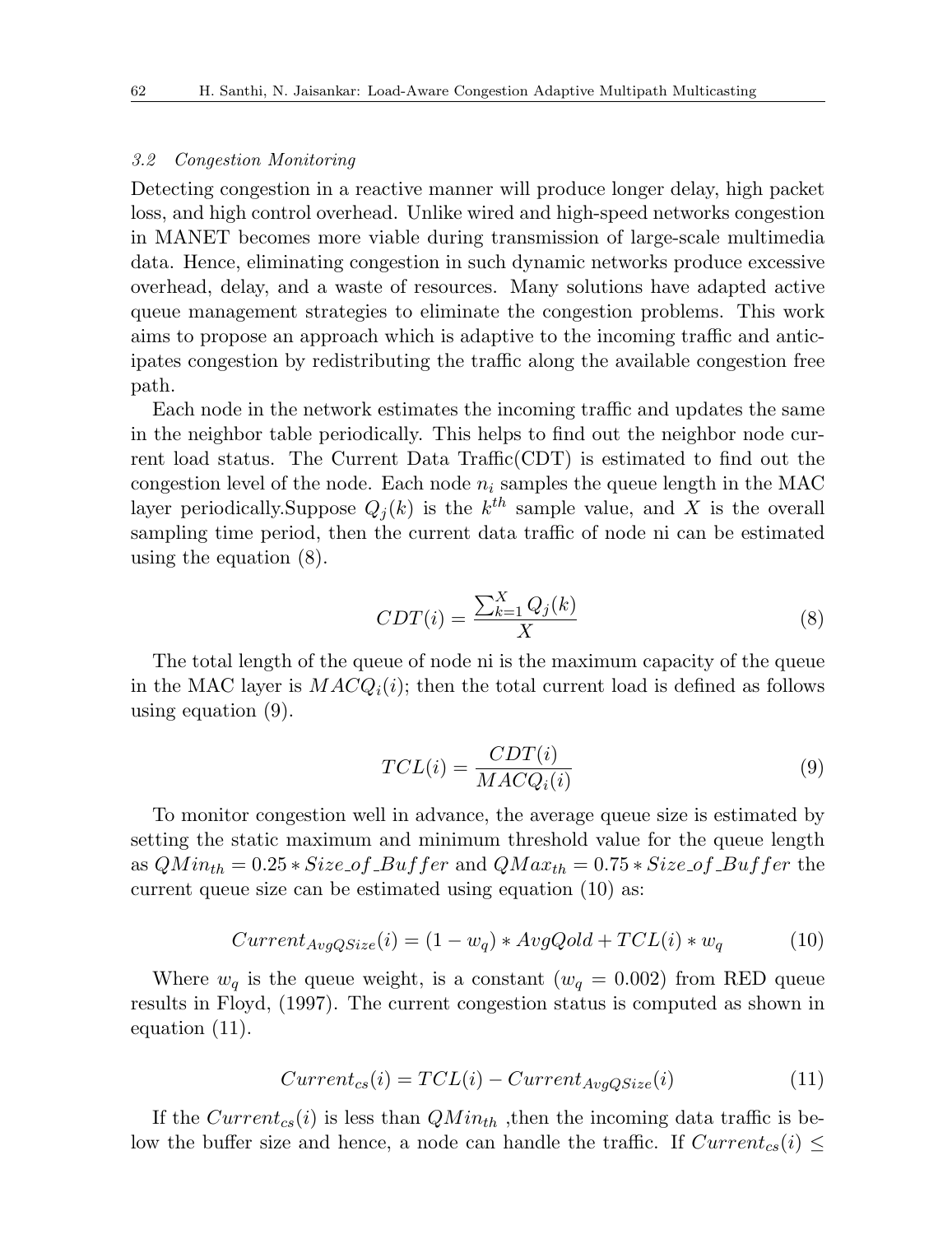### 3.2 Congestion Monitoring

Detecting congestion in a reactive manner will produce longer delay, high packet loss, and high control overhead. Unlike wired and high-speed networks congestion in MANET becomes more viable during transmission of large-scale multimedia data. Hence, eliminating congestion in such dynamic networks produce excessive overhead, delay, and a waste of resources. Many solutions have adapted active queue management strategies to eliminate the congestion problems. This work aims to propose an approach which is adaptive to the incoming traffic and anticipates congestion by redistributing the traffic along the available congestion free path.

Each node in the network estimates the incoming traffic and updates the same in the neighbor table periodically. This helps to find out the neighbor node current load status. The Current Data Traffic(CDT) is estimated to find out the congestion level of the node. Each node $n_i$ samples the queue length in the MAC layer periodically.Suppose $Q_j(k)$ is the $k^{th}$ sample value, and $X$ is the overall sampling time period, then the current data traffic of node ni can be estimated using the equation (8).

$$CDT(i) = \frac{\sum_{k=1}^{X} Q_j(k)}{X} \tag{8}$$

The total length of the queue of node ni is the maximum capacity of the queue in the MAC layer is $MACQ_i(i)$; then the total current load is defined as follows using equation (9).

$$TCL(i) = \frac{CDT(i)}{MACQ_i(i)} \tag{9}$$

To monitor congestion well in advance, the average queue size is estimated by setting the static maximum and minimum threshold value for the queue length as $QMin_{th} = 0.25 * Size\_of\_Buffer$ and $QMax_{th} = 0.75 * Size\_of\_Buffer$ the current queue size can be estimated using equation (10) as:

$$Current_{AvgQSize}(i) = (1 - w_q) * AvgQold + TCL(i) * w_q \tag{10}$$

Where $w_q$ is the queue weight, is a constant ($w_q = 0.002$) from RED queue results in Floyd, (1997). The current congestion status is computed as shown in equation (11).

$$Current_{cs}(i) = TCL(i) - Current_{AvgQSize}(i) \tag{11}$$

If the $Current_{cs}(i)$ is less than $QMin_{th}$ ,then the incoming data traffic is below the buffer size and hence, a node can handle the traffic. If $Current_{cs}(i) \leq$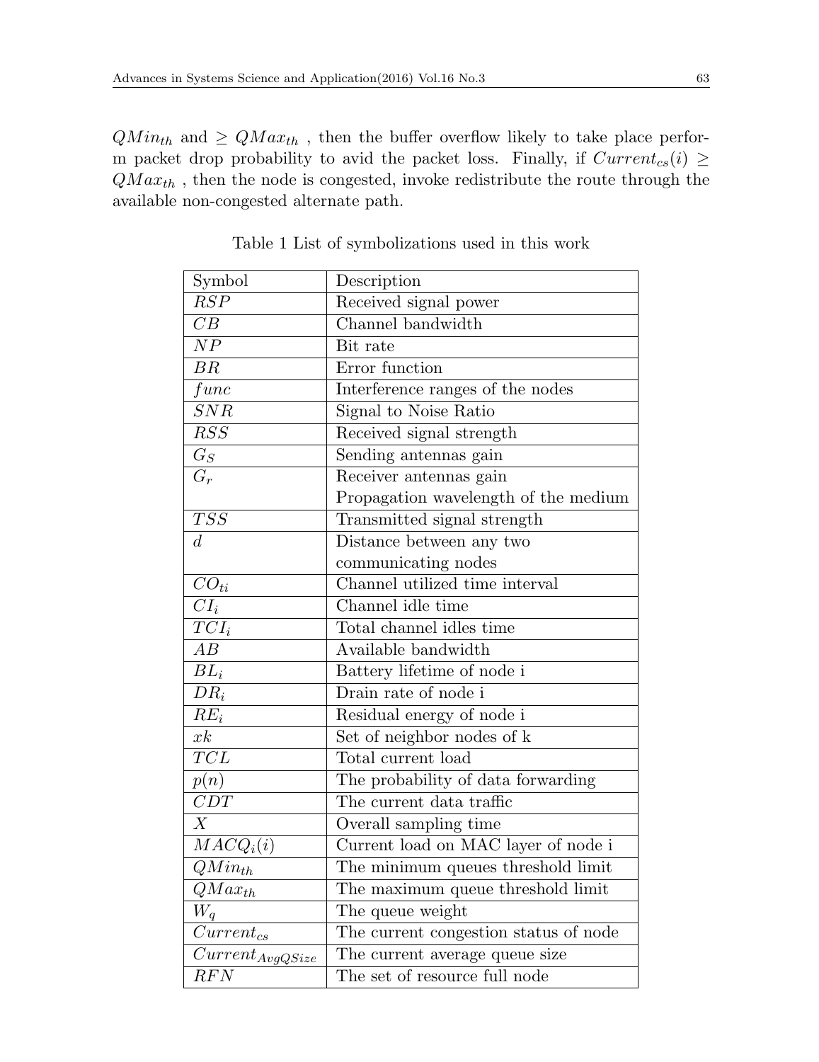$QMin_{th}$ and $\geq QMax_{th}$ , then the buffer overflow likely to take place perform packet drop probability to avid the packet loss. Finally, if $Current_{cs}(i) \geq QMax_{th}$ , then the node is congested, invoke redistribute the route through the available non-congested alternate path.

Table 1 List of symbolizations used in this work

| Symbol | Description |
|---|---|
| $RSP$ | Received signal power |
| $CB$ | Channel bandwidth |
| $NP$ | Bit rate |
| $BR$ | Error function |
| $func$ | Interference ranges of the nodes |
| $SNR$ | Signal to Noise Ratio |
| $RSS$ | Received signal strength |
| $G_S$ | Sending antennas gain |
| $G_r$ | Receiver antennas gain<br>Propagation wavelength of the medium |
| $TSS$ | Transmitted signal strength |
| $d$ | Distance between any two communicating nodes |
| $CO_{ti}$ | Channel utilized time interval |
| $CI_i$ | Channel idle time |
| $TCI_i$ | Total channel idles time |
| $AB$ | Available bandwidth |
| $BL_i$ | Battery lifetime of node i |
| $DR_i$ | Drain rate of node i |
| $RE_i$ | Residual energy of node i |
| $xk$ | Set of neighbor nodes of k |
| $TCL$ | Total current load |
| $p(n)$ | The probability of data forwarding |
| $CDT$ | The current data traffic |
| $X$ | Overall sampling time |
| $MACQ_i(i)$ | Current load on MAC layer of node i |
| $QMin_{th}$ | The minimum queues threshold limit |
| $QMax_{th}$ | The maximum queue threshold limit |
| $W_q$ | The queue weight |
| $Current_{cs}$ | The current congestion status of node |
| $Current_{AvgQSize}$ | The current average queue size |
| $RFN$ | The set of resource full node |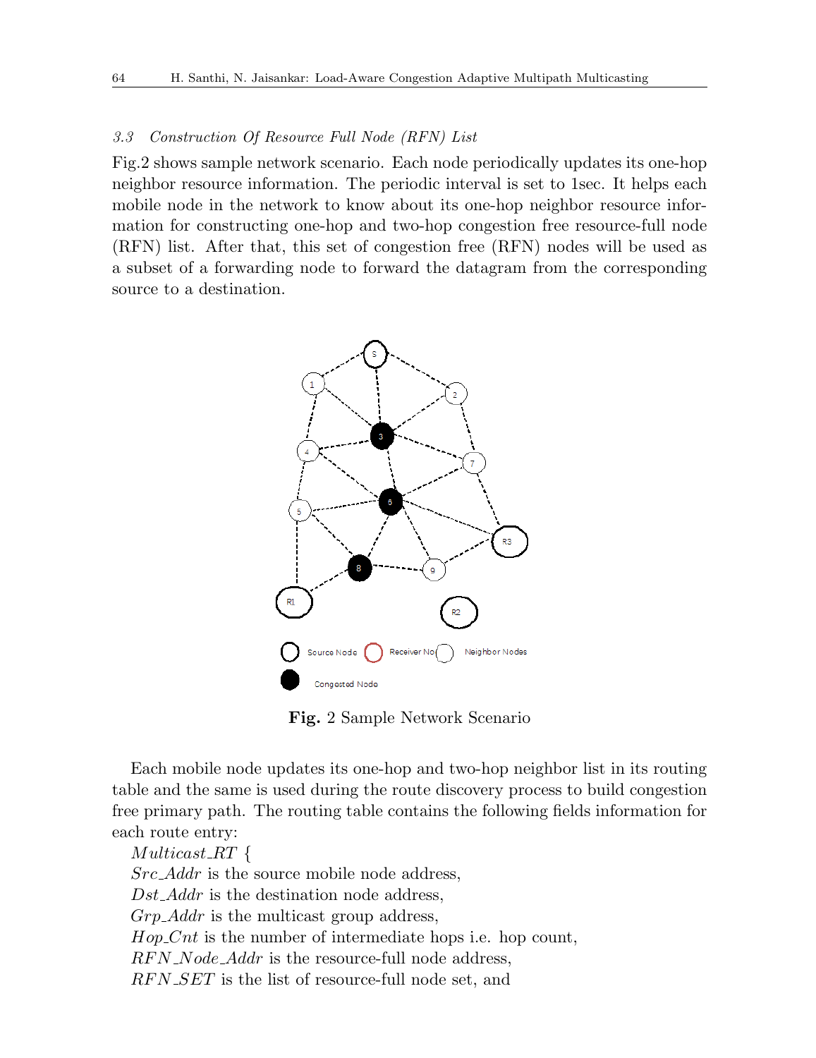### 3.3 *Construction Of Resource Full Node (RFN) List*

Fig.2 shows sample network scenario. Each node periodically updates its one-hop neighbor resource information. The periodic interval is set to 1sec. It helps each mobile node in the network to know about its one-hop neighbor resource information for constructing one-hop and two-hop congestion free resource-full node (RFN) list. After that, this set of congestion free (RFN) nodes will be used as a subset of a forwarding node to forward the datagram from the corresponding source to a destination.

**Fig.** 2 Sample Network Scenario

Each mobile node updates its one-hop and two-hop neighbor list in its routing table and the same is used during the route discovery process to build congestion free primary path. The routing table contains the following fields information for each route entry:

*Multicast_RT* {
*Src_Addr* is the source mobile node address,
*Dst_Addr* is the destination node address,
*Grp_Addr* is the multicast group address,
*Hop_Cnt* is the number of intermediate hops i.e. hop count,
*RFN_Node_Addr* is the resource-full node address,
*RFN_SET* is the list of resource-full node set, and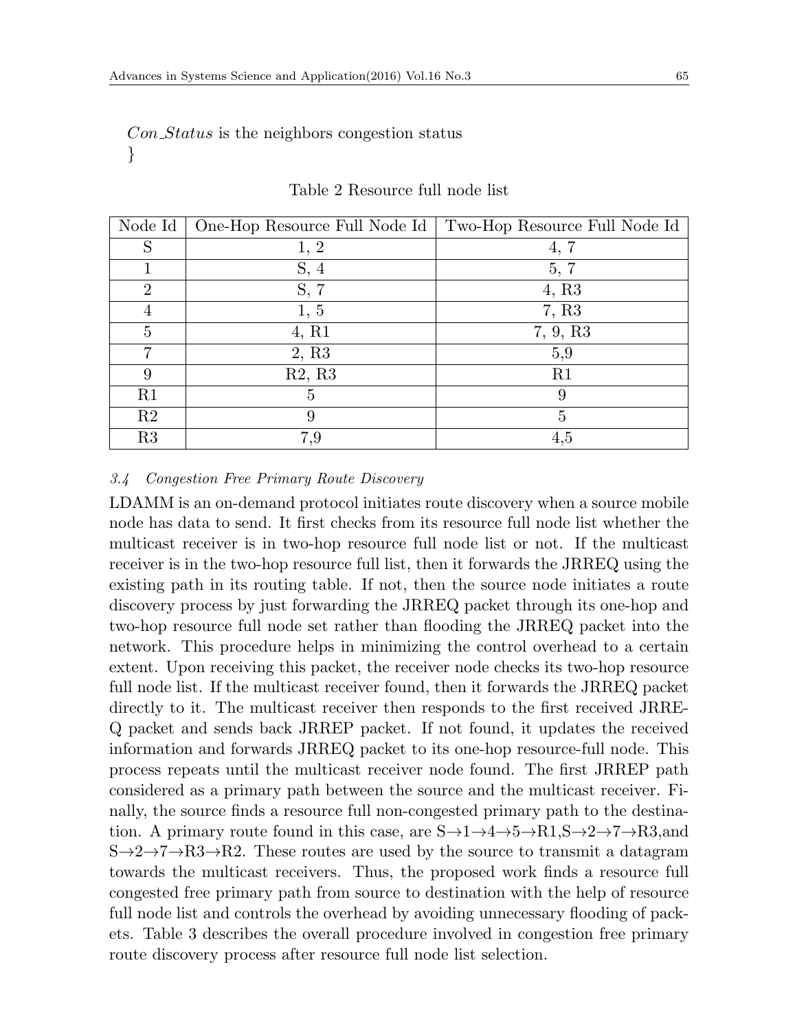*Con_Status* is the neighbors congestion status
}

Table 2 Resource full node list

| Node Id | One-Hop Resource Full Node Id | Two-Hop Resource Full Node Id |
|---|---|---|
| S | 1, 2 | 4, 7 |
| 1 | S, 4 | 5, 7 |
| 2 | S, 7 | 4, R3 |
| 4 | 1, 5 | 7, R3 |
| 5 | 4, R1 | 7, 9, R3 |
| 7 | 2, R3 | 5,9 |
| 9 | R2, R3 | R1 |
| R1 | 5 | 9 |
| R2 | 9 | 5 |
| R3 | 7,9 | 4,5 |

### *3.4 Congestion Free Primary Route Discovery*

LDAMM is an on-demand protocol initiates route discovery when a source mobile node has data to send. It first checks from its resource full node list whether the multicast receiver is in two-hop resource full node list or not. If the multicast receiver is in the two-hop resource full list, then it forwards the JRREQ using the existing path in its routing table. If not, then the source node initiates a route discovery process by just forwarding the JRREQ packet through its one-hop and two-hop resource full node set rather than flooding the JRREQ packet into the network. This procedure helps in minimizing the control overhead to a certain extent. Upon receiving this packet, the receiver node checks its two-hop resource full node list. If the multicast receiver found, then it forwards the JRREQ packet directly to it. The multicast receiver then responds to the first received JRREQ packet and sends back JRREP packet. If not found, it updates the received information and forwards JRREQ packet to its one-hop resource-full node. This process repeats until the multicast receiver node found. The first JRREP path considered as a primary path between the source and the multicast receiver. Finally, the source finds a resource full non-congested primary path to the destination. A primary route found in this case, are S→1→4→5→R1,S→2→7→R3,and S→2→7→R3→R2. These routes are used by the source to transmit a datagram towards the multicast receivers. Thus, the proposed work finds a resource full congested free primary path from source to destination with the help of resource full node list and controls the overhead by avoiding unnecessary flooding of packets. Table 3 describes the overall procedure involved in congestion free primary route discovery process after resource full node list selection.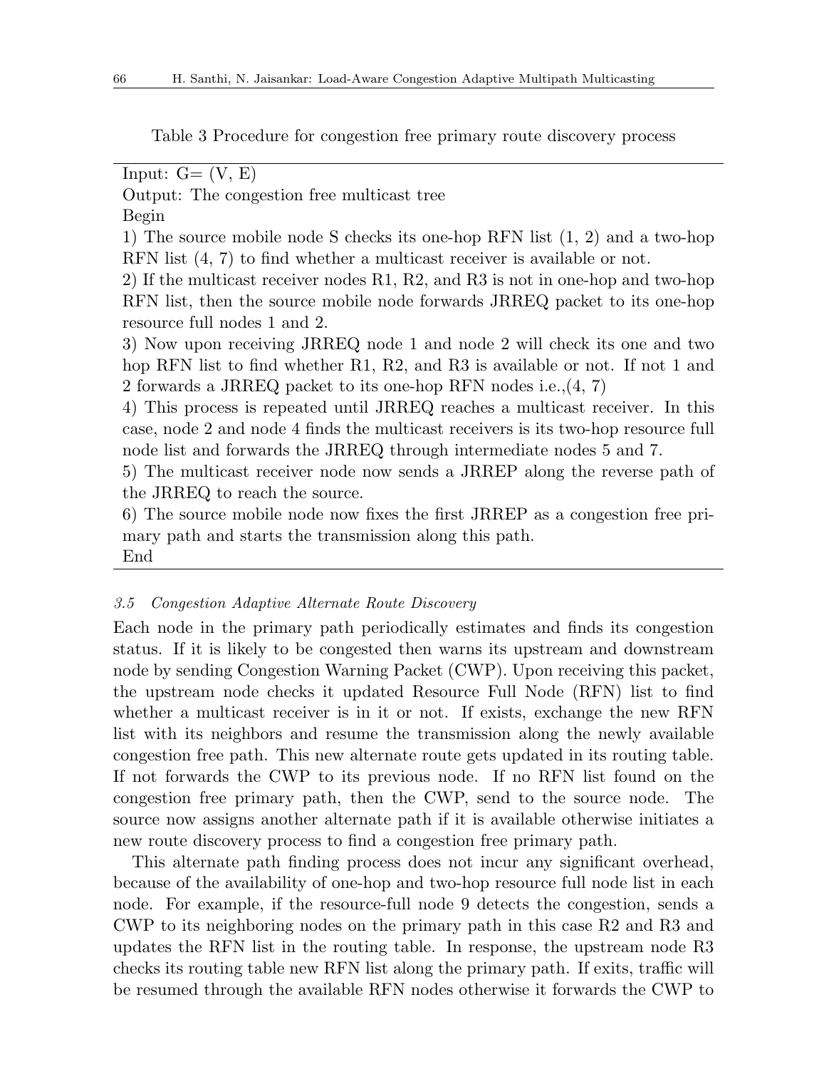Table 3 Procedure for congestion free primary route discovery process

Input: G= (V, E)
Output: The congestion free multicast tree
Begin
1) The source mobile node S checks its one-hop RFN list (1, 2) and a two-hop RFN list (4, 7) to find whether a multicast receiver is available or not.
2) If the multicast receiver nodes R1, R2, and R3 is not in one-hop and two-hop RFN list, then the source mobile node forwards JRREQ packet to its one-hop resource full nodes 1 and 2.
3) Now upon receiving JRREQ node 1 and node 2 will check its one and two hop RFN list to find whether R1, R2, and R3 is available or not. If not 1 and 2 forwards a JRREQ packet to its one-hop RFN nodes i.e.,(4, 7)
4) This process is repeated until JRREQ reaches a multicast receiver. In this case, node 2 and node 4 finds the multicast receivers is its two-hop resource full node list and forwards the JRREQ through intermediate nodes 5 and 7.
5) The multicast receiver node now sends a JRREP along the reverse path of the JRREQ to reach the source.
6) The source mobile node now fixes the first JRREP as a congestion free primary path and starts the transmission along this path.
End

### *3.5 Congestion Adaptive Alternate Route Discovery*

Each node in the primary path periodically estimates and finds its congestion status. If it is likely to be congested then warns its upstream and downstream node by sending Congestion Warning Packet (CWP). Upon receiving this packet, the upstream node checks it updated Resource Full Node (RFN) list to find whether a multicast receiver is in it or not. If exists, exchange the new RFN list with its neighbors and resume the transmission along the newly available congestion free path. This new alternate route gets updated in its routing table. If not forwards the CWP to its previous node. If no RFN list found on the congestion free primary path, then the CWP, send to the source node. The source now assigns another alternate path if it is available otherwise initiates a new route discovery process to find a congestion free primary path.

This alternate path finding process does not incur any significant overhead, because of the availability of one-hop and two-hop resource full node list in each node. For example, if the resource-full node 9 detects the congestion, sends a CWP to its neighboring nodes on the primary path in this case R2 and R3 and updates the RFN list in the routing table. In response, the upstream node R3 checks its routing table new RFN list along the primary path. If exits, traffic will be resumed through the available RFN nodes otherwise it forwards the CWP to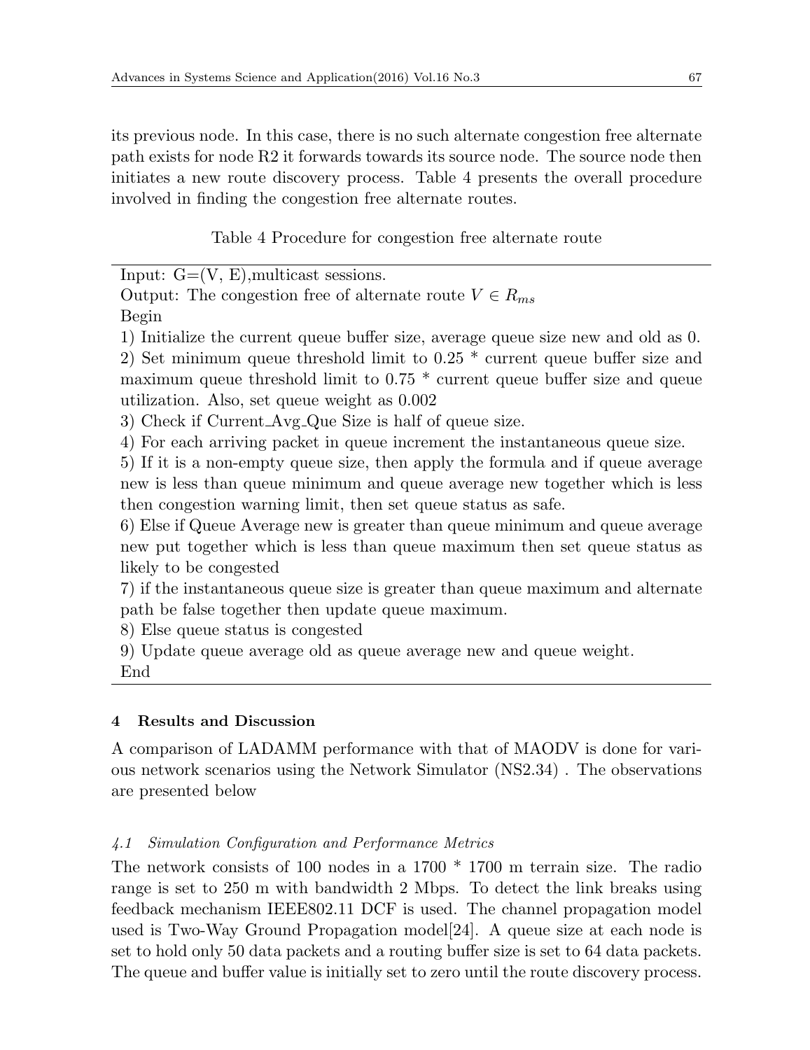its previous node. In this case, there is no such alternate congestion free alternate path exists for node R2 it forwards towards its source node. The source node then initiates a new route discovery process. Table 4 presents the overall procedure involved in finding the congestion free alternate routes.

Table 4 Procedure for congestion free alternate route

Input: G=(V, E),multicast sessions.

Output: The congestion free of alternate route $V \in R_{ms}$

Begin

1) Initialize the current queue buffer size, average queue size new and old as 0.

2) Set minimum queue threshold limit to 0.25 * current queue buffer size and maximum queue threshold limit to 0.75 * current queue buffer size and queue utilization. Also, set queue weight as 0.002

3) Check if Current_Avg_Que Size is half of queue size.

4) For each arriving packet in queue increment the instantaneous queue size.

5) If it is a non-empty queue size, then apply the formula and if queue average new is less than queue minimum and queue average new together which is less then congestion warning limit, then set queue status as safe.

6) Else if Queue Average new is greater than queue minimum and queue average new put together which is less than queue maximum then set queue status as likely to be congested

7) if the instantaneous queue size is greater than queue maximum and alternate path be false together then update queue maximum.

8) Else queue status is congested

9) Update queue average old as queue average new and queue weight.

End

## 4 Results and Discussion

A comparison of LADAMM performance with that of MAODV is done for various network scenarios using the Network Simulator (NS2.34) . The observations are presented below

### *4.1 Simulation Configuration and Performance Metrics*

The network consists of 100 nodes in a 1700 * 1700 m terrain size. The radio range is set to 250 m with bandwidth 2 Mbps. To detect the link breaks using feedback mechanism IEEE802.11 DCF is used. The channel propagation model used is Two-Way Ground Propagation model[24]. A queue size at each node is set to hold only 50 data packets and a routing buffer size is set to 64 data packets. The queue and buffer value is initially set to zero until the route discovery process.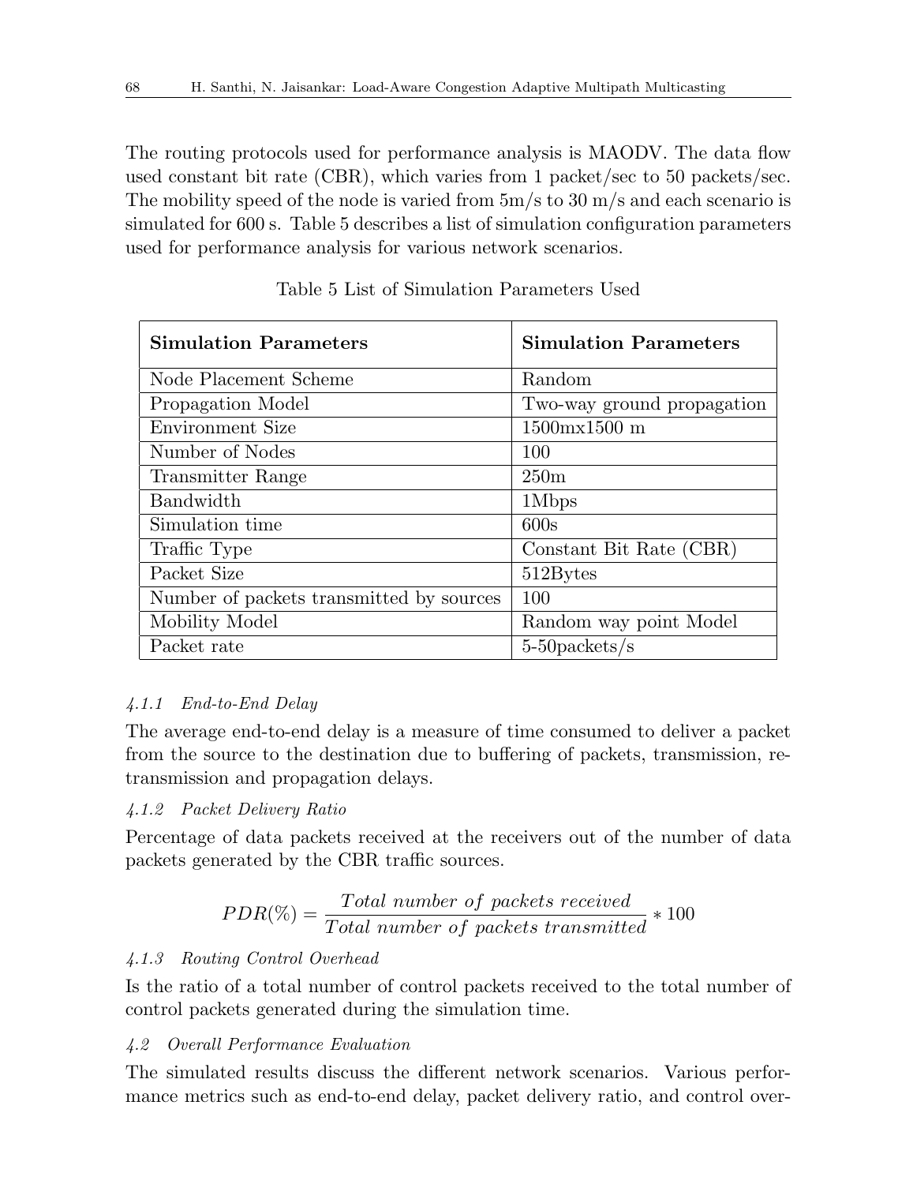The routing protocols used for performance analysis is MAODV. The data flow used constant bit rate (CBR), which varies from 1 packet/sec to 50 packets/sec. The mobility speed of the node is varied from 5m/s to 30 m/s and each scenario is simulated for 600 s. Table 5 describes a list of simulation configuration parameters used for performance analysis for various network scenarios.

Table 5 List of Simulation Parameters Used

| **Simulation Parameters** | **Simulation Parameters** |
|---|---|
| Node Placement Scheme | Random |
| Propagation Model | Two-way ground propagation |
| Environment Size | 1500mx1500 m |
| Number of Nodes | 100 |
| Transmitter Range | 250m |
| Bandwidth | 1Mbps |
| Simulation time | 600s |
| Traffic Type | Constant Bit Rate (CBR) |
| Packet Size | 512Bytes |
| Number of packets transmitted by sources | 100 |
| Mobility Model | Random way point Model |
| Packet rate | 5-50packets/s |

#### *4.1.1 End-to-End Delay*

The average end-to-end delay is a measure of time consumed to deliver a packet from the source to the destination due to buffering of packets, transmission, retransmission and propagation delays.

#### *4.1.2 Packet Delivery Ratio*

Percentage of data packets received at the receivers out of the number of data packets generated by the CBR traffic sources.

$$PDR(\%) = \frac{Total\ number\ of\ packets\ received}{Total\ number\ of\ packets\ transmitted} * 100$$

#### *4.1.3 Routing Control Overhead*

Is the ratio of a total number of control packets received to the total number of control packets generated during the simulation time.

### *4.2 Overall Performance Evaluation*

The simulated results discuss the different network scenarios. Various performance metrics such as end-to-end delay, packet delivery ratio, and control over-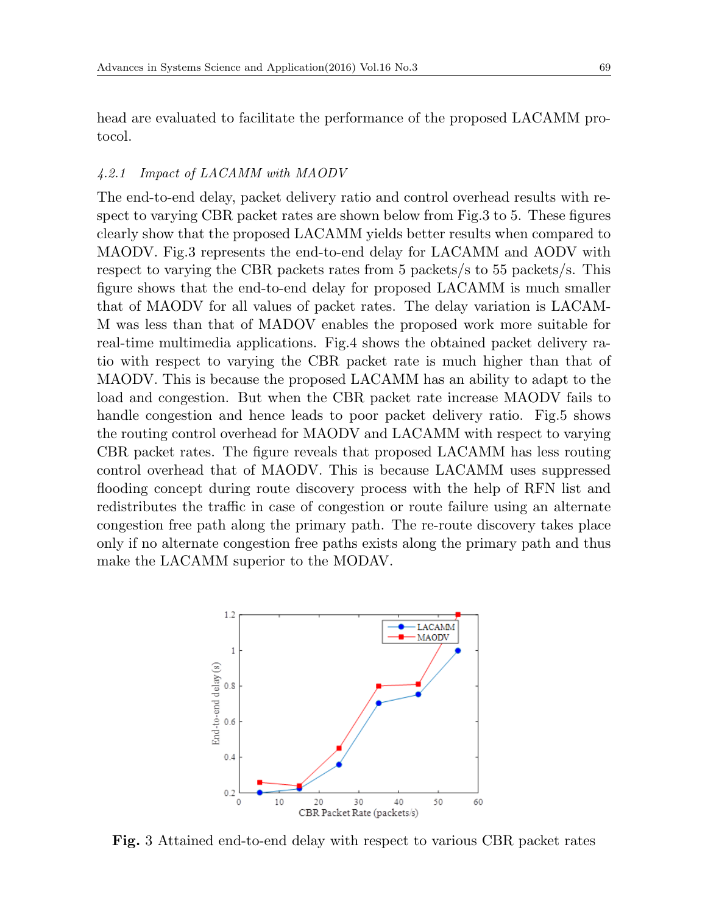head are evaluated to facilitate the performance of the proposed LACAMM protocol.

#### *4.2.1 Impact of LACAMM with MAODV*

The end-to-end delay, packet delivery ratio and control overhead results with respect to varying CBR packet rates are shown below from Fig.3 to 5. These figures clearly show that the proposed LACAMM yields better results when compared to MAODV. Fig.3 represents the end-to-end delay for LACAMM and AODV with respect to varying the CBR packets rates from 5 packets/s to 55 packets/s. This figure shows that the end-to-end delay for proposed LACAMM is much smaller that of MAODV for all values of packet rates. The delay variation is LACAMM was less than that of MADOV enables the proposed work more suitable for real-time multimedia applications. Fig.4 shows the obtained packet delivery ratio with respect to varying the CBR packet rate is much higher than that of MAODV. This is because the proposed LACAMM has an ability to adapt to the load and congestion. But when the CBR packet rate increase MAODV fails to handle congestion and hence leads to poor packet delivery ratio. Fig.5 shows the routing control overhead for MAODV and LACAMM with respect to varying CBR packet rates. The figure reveals that proposed LACAMM has less routing control overhead that of MAODV. This is because LACAMM uses suppressed flooding concept during route discovery process with the help of RFN list and redistributes the traffic in case of congestion or route failure using an alternate congestion free path along the primary path. The re-route discovery takes place only if no alternate congestion free paths exists along the primary path and thus make the LACAMM superior to the MODAV.

**Fig.** 3 Attained end-to-end delay with respect to various CBR packet rates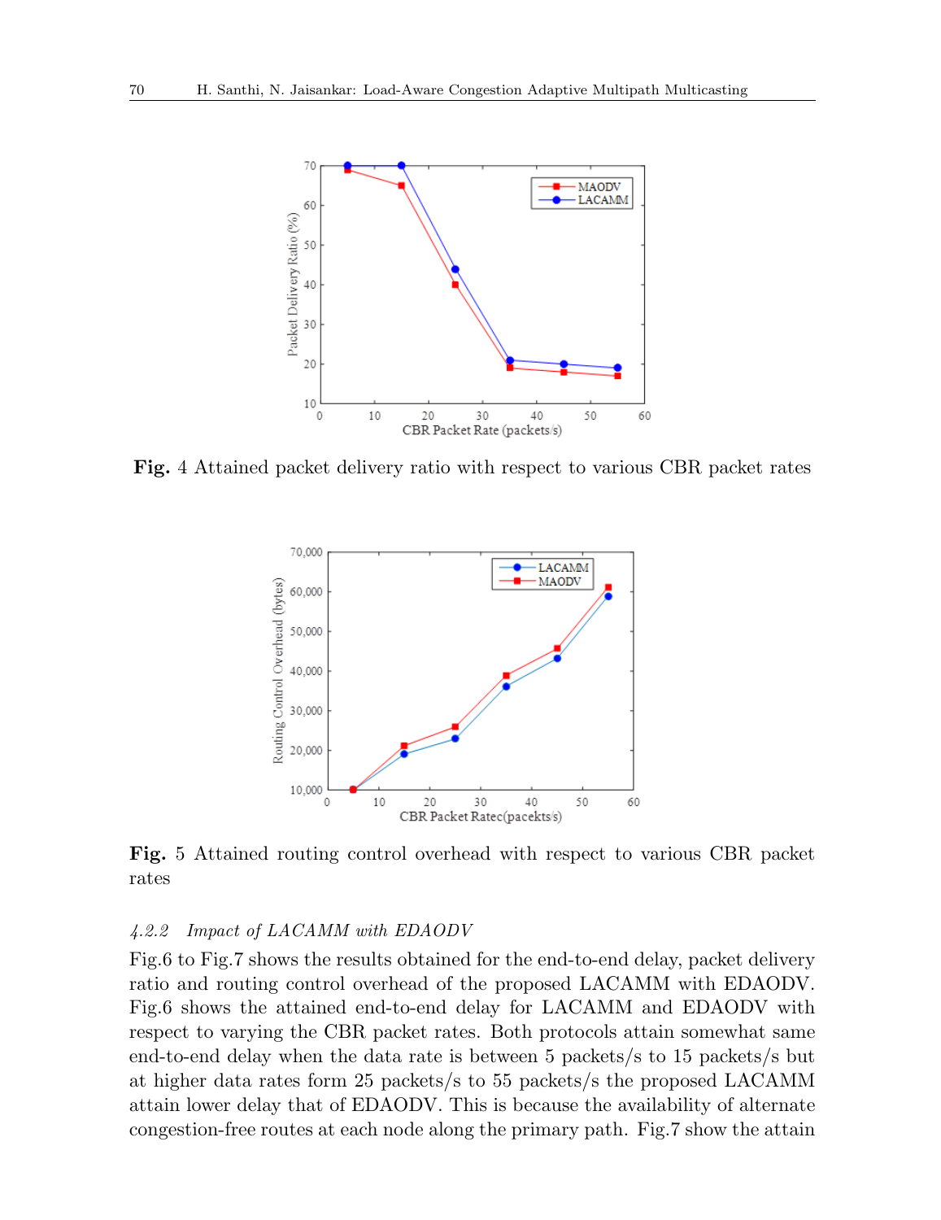**Fig.** 4 Attained packet delivery ratio with respect to various CBR packet rates

**Fig.** 5 Attained routing control overhead with respect to various CBR packet rates

#### *4.2.2 Impact of LACAMM with EDAODV*

Fig.6 to Fig.7 shows the results obtained for the end-to-end delay, packet delivery ratio and routing control overhead of the proposed LACAMM with EDAODV. Fig.6 shows the attained end-to-end delay for LACAMM and EDAODV with respect to varying the CBR packet rates. Both protocols attain somewhat same end-to-end delay when the data rate is between 5 packets/s to 15 packets/s but at higher data rates form 25 packets/s to 55 packets/s the proposed LACAMM attain lower delay that of EDAODV. This is because the availability of alternate congestion-free routes at each node along the primary path. Fig.7 show the attain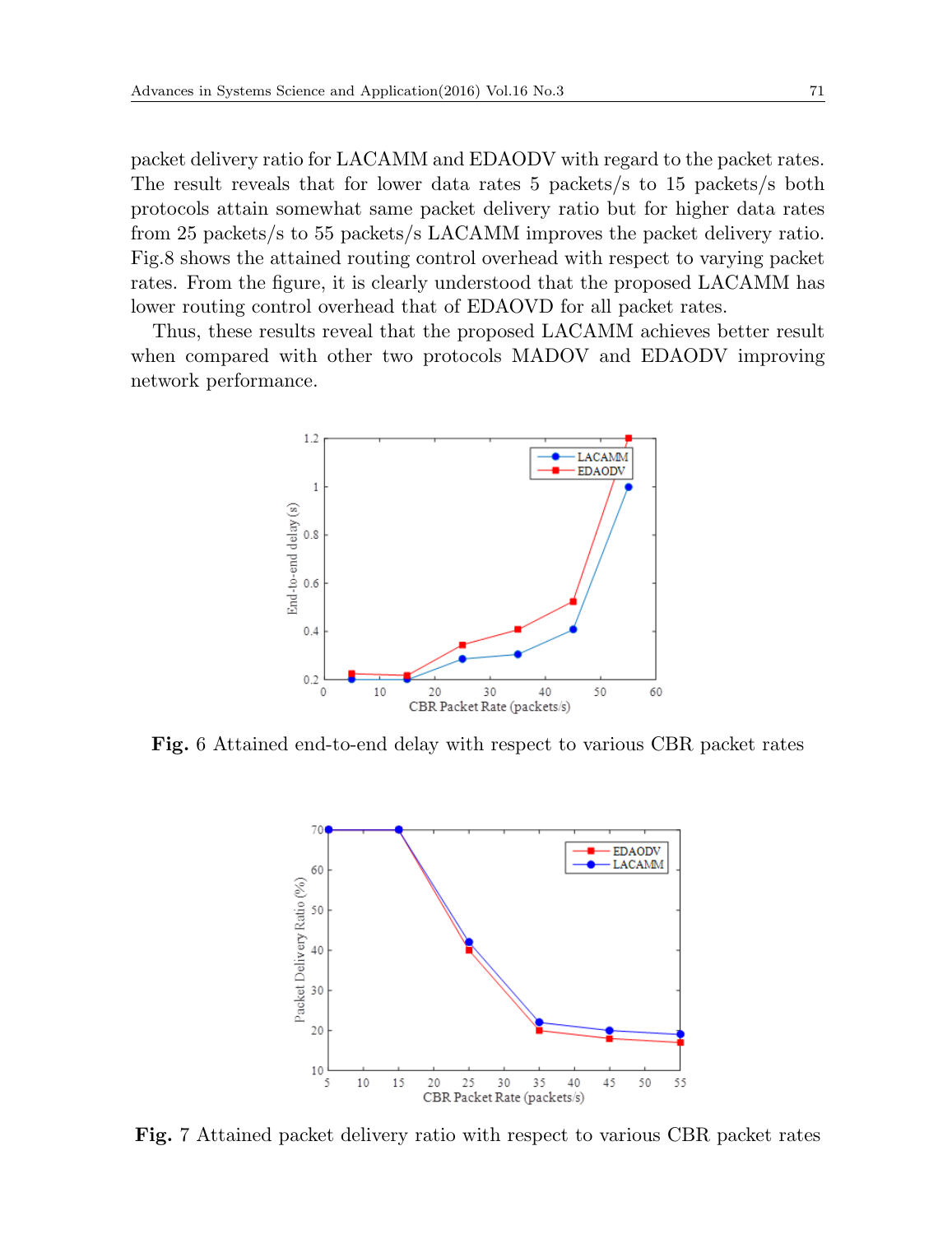packet delivery ratio for LACAMM and EDAODV with regard to the packet rates. The result reveals that for lower data rates 5 packets/s to 15 packets/s both protocols attain somewhat same packet delivery ratio but for higher data rates from 25 packets/s to 55 packets/s LACAMM improves the packet delivery ratio. Fig.8 shows the attained routing control overhead with respect to varying packet rates. From the figure, it is clearly understood that the proposed LACAMM has lower routing control overhead that of EDAOVD for all packet rates.

Thus, these results reveal that the proposed LACAMM achieves better result when compared with other two protocols MADOV and EDAODV improving network performance.

**Fig.** 6 Attained end-to-end delay with respect to various CBR packet rates

**Fig.** 7 Attained packet delivery ratio with respect to various CBR packet rates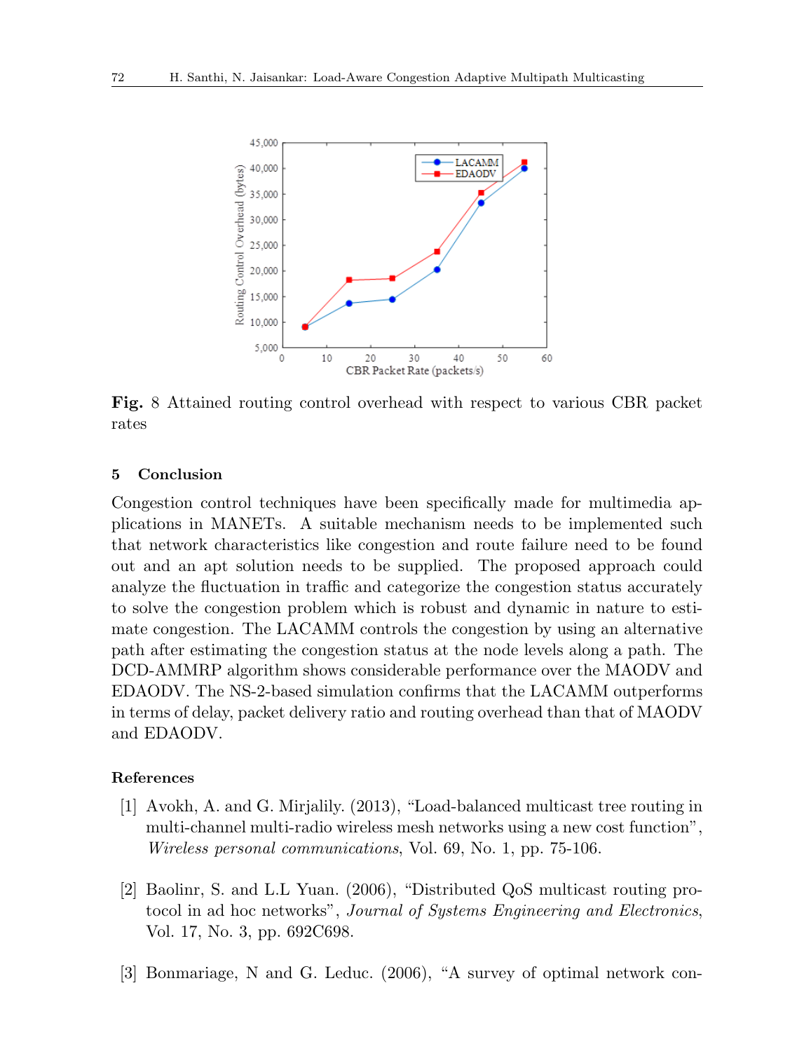Fig. 8 Attained routing control overhead with respect to various CBR packet rates

## 5 Conclusion

Congestion control techniques have been specifically made for multimedia applications in MANETs. A suitable mechanism needs to be implemented such that network characteristics like congestion and route failure need to be found out and an apt solution needs to be supplied. The proposed approach could analyze the fluctuation in traffic and categorize the congestion status accurately to solve the congestion problem which is robust and dynamic in nature to estimate congestion. The LACAMM controls the congestion by using an alternative path after estimating the congestion status at the node levels along a path. The DCD-AMMRP algorithm shows considerable performance over the MAODV and EDAODV. The NS-2-based simulation confirms that the LACAMM outperforms in terms of delay, packet delivery ratio and routing overhead than that of MAODV and EDAODV.

## References

[1] Avokh, A. and G. Mirjalily. (2013), "Load-balanced multicast tree routing in multi-channel multi-radio wireless mesh networks using a new cost function", *Wireless personal communications*, Vol. 69, No. 1, pp. 75-106.

[2] Baolinr, S. and L.L Yuan. (2006), "Distributed QoS multicast routing protocol in ad hoc networks", *Journal of Systems Engineering and Electronics*, Vol. 17, No. 3, pp. 692C698.

[3] Bonmariage, N and G. Leduc. (2006), "A survey of optimal network con-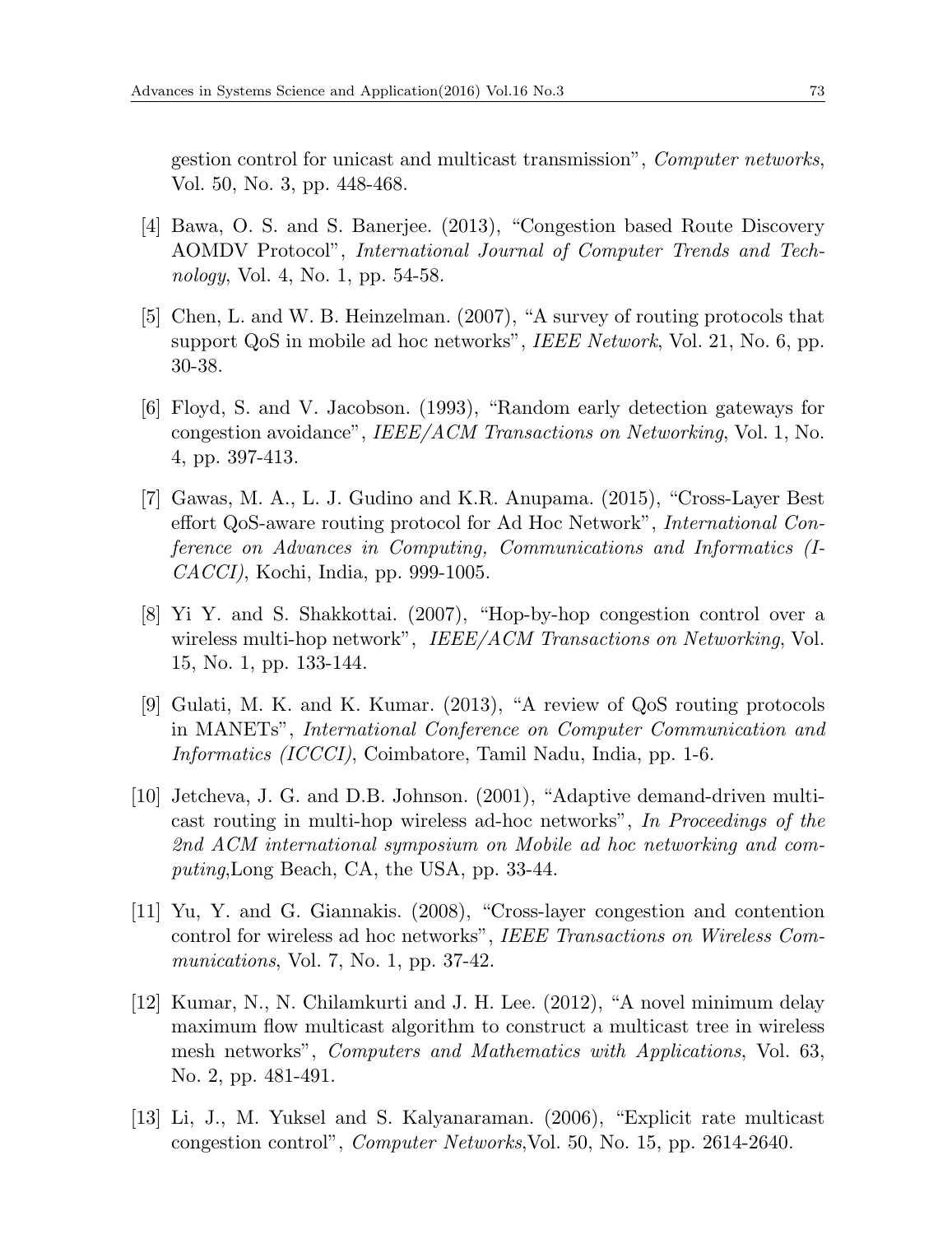gestion control for unicast and multicast transmission", *Computer networks*, Vol. 50, No. 3, pp. 448-468.

[4] Bawa, O. S. and S. Banerjee. (2013), "Congestion based Route Discovery AOMDV Protocol", *International Journal of Computer Trends and Technology*, Vol. 4, No. 1, pp. 54-58.

[5] Chen, L. and W. B. Heinzelman. (2007), "A survey of routing protocols that support QoS in mobile ad hoc networks", *IEEE Network*, Vol. 21, No. 6, pp. 30-38.

[6] Floyd, S. and V. Jacobson. (1993), "Random early detection gateways for congestion avoidance", *IEEE/ACM Transactions on Networking*, Vol. 1, No. 4, pp. 397-413.

[7] Gawas, M. A., L. J. Gudino and K.R. Anupama. (2015), "Cross-Layer Best effort QoS-aware routing protocol for Ad Hoc Network", *International Conference on Advances in Computing, Communications and Informatics (I-CACCI)*, Kochi, India, pp. 999-1005.

[8] Yi Y. and S. Shakkottai. (2007), "Hop-by-hop congestion control over a wireless multi-hop network", *IEEE/ACM Transactions on Networking*, Vol. 15, No. 1, pp. 133-144.

[9] Gulati, M. K. and K. Kumar. (2013), "A review of QoS routing protocols in MANETs", *International Conference on Computer Communication and Informatics (ICCCI)*, Coimbatore, Tamil Nadu, India, pp. 1-6.

[10] Jetcheva, J. G. and D.B. Johnson. (2001), "Adaptive demand-driven multicast routing in multi-hop wireless ad-hoc networks", *In Proceedings of the 2nd ACM international symposium on Mobile ad hoc networking and computing*,Long Beach, CA, the USA, pp. 33-44.

[11] Yu, Y. and G. Giannakis. (2008), "Cross-layer congestion and contention control for wireless ad hoc networks", *IEEE Transactions on Wireless Communications*, Vol. 7, No. 1, pp. 37-42.

[12] Kumar, N., N. Chilamkurti and J. H. Lee. (2012), "A novel minimum delay maximum flow multicast algorithm to construct a multicast tree in wireless mesh networks", *Computers and Mathematics with Applications*, Vol. 63, No. 2, pp. 481-491.

[13] Li, J., M. Yuksel and S. Kalyanaraman. (2006), "Explicit rate multicast congestion control", *Computer Networks*,Vol. 50, No. 15, pp. 2614-2640.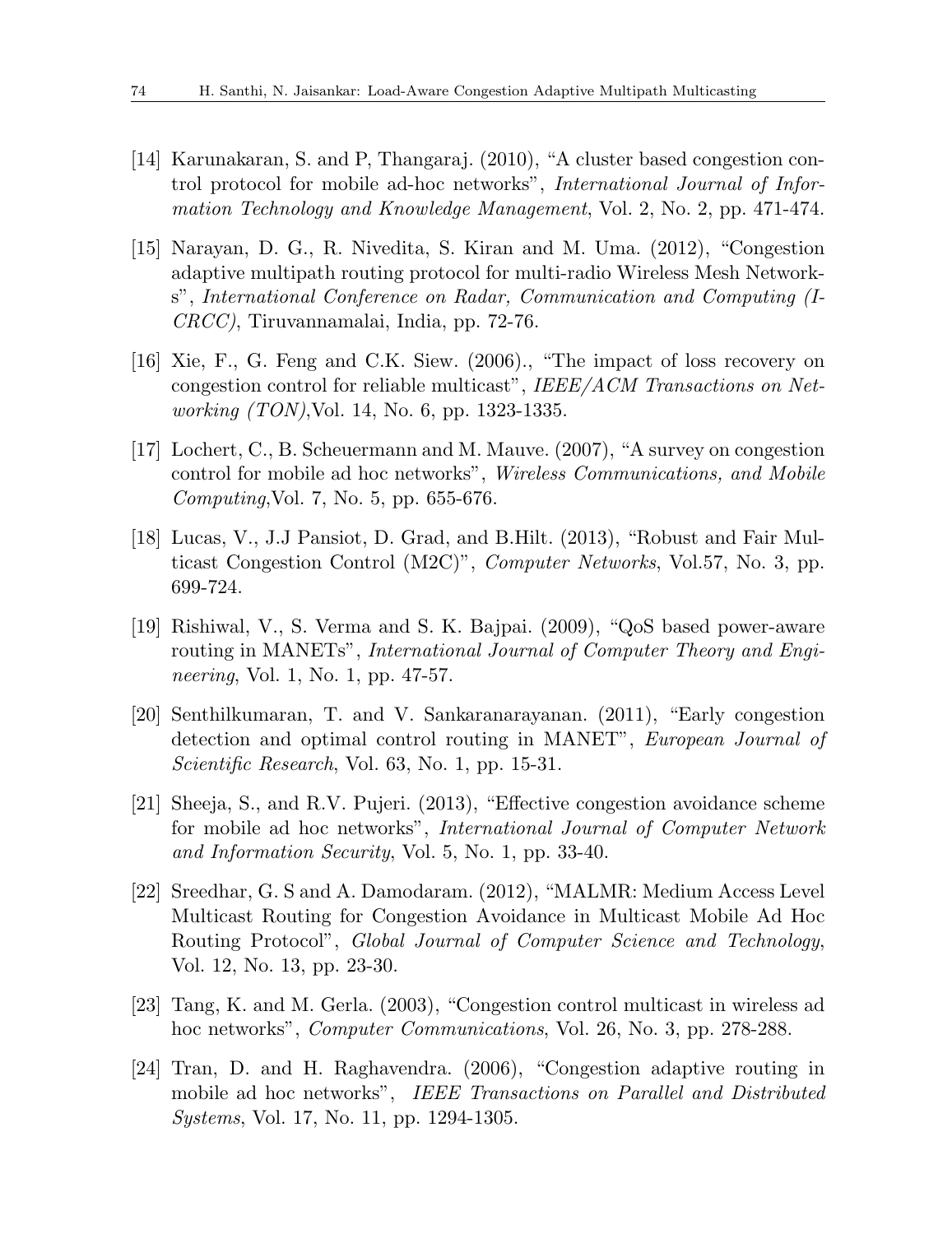[14] Karunakaran, S. and P, Thangaraj. (2010), "A cluster based congestion control protocol for mobile ad-hoc networks", *International Journal of Information Technology and Knowledge Management*, Vol. 2, No. 2, pp. 471-474.

[15] Narayan, D. G., R. Nivedita, S. Kiran and M. Uma. (2012), "Congestion adaptive multipath routing protocol for multi-radio Wireless Mesh Networks", *International Conference on Radar, Communication and Computing (ICRCC)*, Tiruvannamalai, India, pp. 72-76.

[16] Xie, F., G. Feng and C.K. Siew. (2006)., "The impact of loss recovery on congestion control for reliable multicast", *IEEE/ACM Transactions on Networking (TON)*,Vol. 14, No. 6, pp. 1323-1335.

[17] Lochert, C., B. Scheuermann and M. Mauve. (2007), "A survey on congestion control for mobile ad hoc networks", *Wireless Communications, and Mobile Computing*,Vol. 7, No. 5, pp. 655-676.

[18] Lucas, V., J.J Pansiot, D. Grad, and B.Hilt. (2013), "Robust and Fair Multicast Congestion Control (M2C)", *Computer Networks*, Vol.57, No. 3, pp. 699-724.

[19] Rishiwal, V., S. Verma and S. K. Bajpai. (2009), "QoS based power-aware routing in MANETs", *International Journal of Computer Theory and Engineering*, Vol. 1, No. 1, pp. 47-57.

[20] Senthilkumaran, T. and V. Sankaranarayanan. (2011), "Early congestion detection and optimal control routing in MANET", *European Journal of Scientific Research*, Vol. 63, No. 1, pp. 15-31.

[21] Sheeja, S., and R.V. Pujeri. (2013), "Effective congestion avoidance scheme for mobile ad hoc networks", *International Journal of Computer Network and Information Security*, Vol. 5, No. 1, pp. 33-40.

[22] Sreedhar, G. S and A. Damodaram. (2012), "MALMR: Medium Access Level Multicast Routing for Congestion Avoidance in Multicast Mobile Ad Hoc Routing Protocol", *Global Journal of Computer Science and Technology*, Vol. 12, No. 13, pp. 23-30.

[23] Tang, K. and M. Gerla. (2003), "Congestion control multicast in wireless ad hoc networks", *Computer Communications*, Vol. 26, No. 3, pp. 278-288.

[24] Tran, D. and H. Raghavendra. (2006), "Congestion adaptive routing in mobile ad hoc networks", *IEEE Transactions on Parallel and Distributed Systems*, Vol. 17, No. 11, pp. 1294-1305.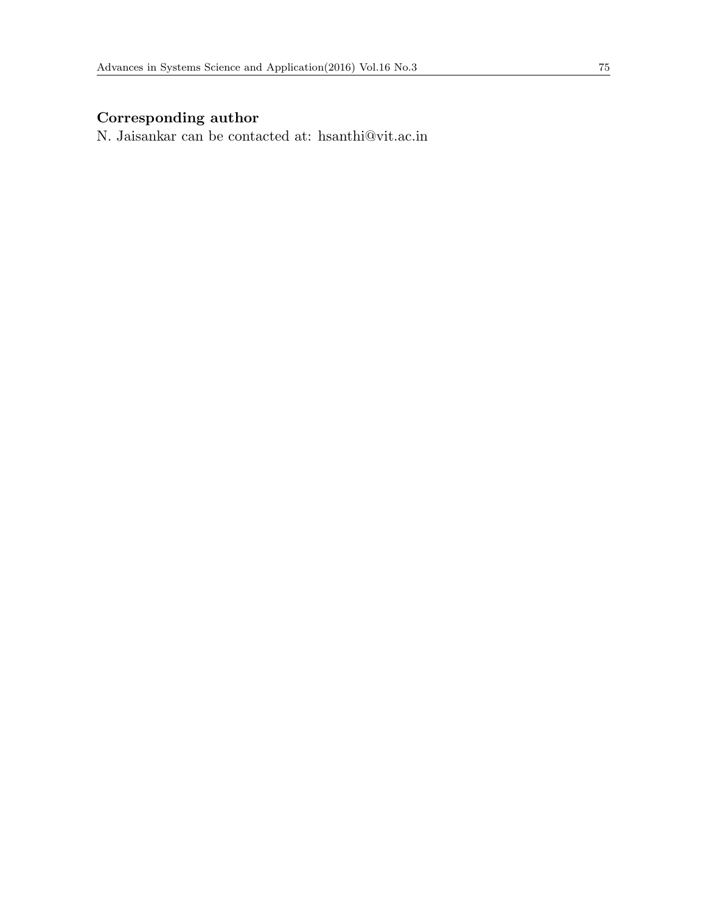## Corresponding author

N. Jaisankar can be contacted at: hsanthi@vit.ac.in